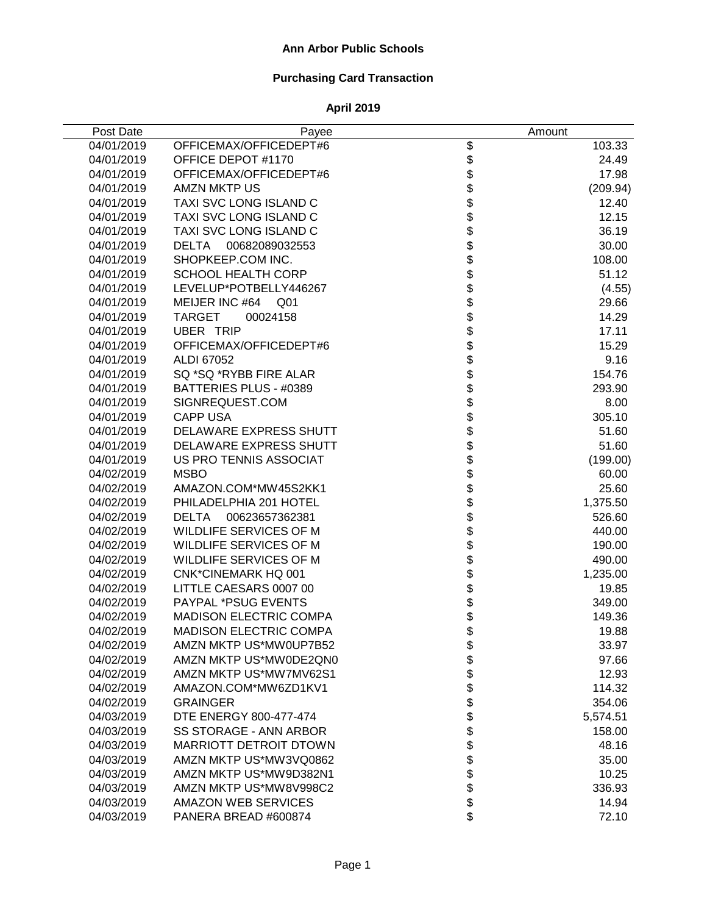# Ann Arbor Public Schools

## Purchasing Card Transaction

### April 2019

| Post Date | Payee | Amount |
|---|---|---|
| 04/01/2019 | OFFICEMAX/OFFICEDEPT#6 | $ 103.33 |
| 04/01/2019 | OFFICE DEPOT #1170 | $ 24.49 |
| 04/01/2019 | OFFICEMAX/OFFICEDEPT#6 | $ 17.98 |
| 04/01/2019 | AMZN MKTP US | $ (209.94) |
| 04/01/2019 | TAXI SVC LONG ISLAND C | $ 12.40 |
| 04/01/2019 | TAXI SVC LONG ISLAND C | $ 12.15 |
| 04/01/2019 | TAXI SVC LONG ISLAND C | $ 36.19 |
| 04/01/2019 | DELTA 00682089032553 | $ 30.00 |
| 04/01/2019 | SHOPKEEP.COM INC. | $ 108.00 |
| 04/01/2019 | SCHOOL HEALTH CORP | $ 51.12 |
| 04/01/2019 | LEVELUP*POTBELLY446267 | $ (4.55) |
| 04/01/2019 | MEIJER INC #64 Q01 | $ 29.66 |
| 04/01/2019 | TARGET 00024158 | $ 14.29 |
| 04/01/2019 | UBER TRIP | $ 17.11 |
| 04/01/2019 | OFFICEMAX/OFFICEDEPT#6 | $ 15.29 |
| 04/01/2019 | ALDI 67052 | $ 9.16 |
| 04/01/2019 | SQ *SQ *RYBB FIRE ALAR | $ 154.76 |
| 04/01/2019 | BATTERIES PLUS - #0389 | $ 293.90 |
| 04/01/2019 | SIGNREQUEST.COM | $ 8.00 |
| 04/01/2019 | CAPP USA | $ 305.10 |
| 04/01/2019 | DELAWARE EXPRESS SHUTT | $ 51.60 |
| 04/01/2019 | DELAWARE EXPRESS SHUTT | $ 51.60 |
| 04/01/2019 | US PRO TENNIS ASSOCIAT | $ (199.00) |
| 04/02/2019 | MSBO | $ 60.00 |
| 04/02/2019 | AMAZON.COM*MW45S2KK1 | $ 25.60 |
| 04/02/2019 | PHILADELPHIA 201 HOTEL | $ 1,375.50 |
| 04/02/2019 | DELTA 00623657362381 | $ 526.60 |
| 04/02/2019 | WILDLIFE SERVICES OF M | $ 440.00 |
| 04/02/2019 | WILDLIFE SERVICES OF M | $ 190.00 |
| 04/02/2019 | WILDLIFE SERVICES OF M | $ 490.00 |
| 04/02/2019 | CNK*CINEMARK HQ 001 | $ 1,235.00 |
| 04/02/2019 | LITTLE CAESARS 0007 00 | $ 19.85 |
| 04/02/2019 | PAYPAL *PSUG EVENTS | $ 349.00 |
| 04/02/2019 | MADISON ELECTRIC COMPA | $ 149.36 |
| 04/02/2019 | MADISON ELECTRIC COMPA | $ 19.88 |
| 04/02/2019 | AMZN MKTP US*MW0UP7B52 | $ 33.97 |
| 04/02/2019 | AMZN MKTP US*MW0DE2QN0 | $ 97.66 |
| 04/02/2019 | AMZN MKTP US*MW7MV62S1 | $ 12.93 |
| 04/02/2019 | AMAZON.COM*MW6ZD1KV1 | $ 114.32 |
| 04/02/2019 | GRAINGER | $ 354.06 |
| 04/03/2019 | DTE ENERGY 800-477-474 | $ 5,574.51 |
| 04/03/2019 | SS STORAGE - ANN ARBOR | $ 158.00 |
| 04/03/2019 | MARRIOTT DETROIT DTOWN | $ 48.16 |
| 04/03/2019 | AMZN MKTP US*MW3VQ0862 | $ 35.00 |
| 04/03/2019 | AMZN MKTP US*MW9D382N1 | $ 10.25 |
| 04/03/2019 | AMZN MKTP US*MW8V998C2 | $ 336.93 |
| 04/03/2019 | AMAZON WEB SERVICES | $ 14.94 |
| 04/03/2019 | PANERA BREAD #600874 | $ 72.10 |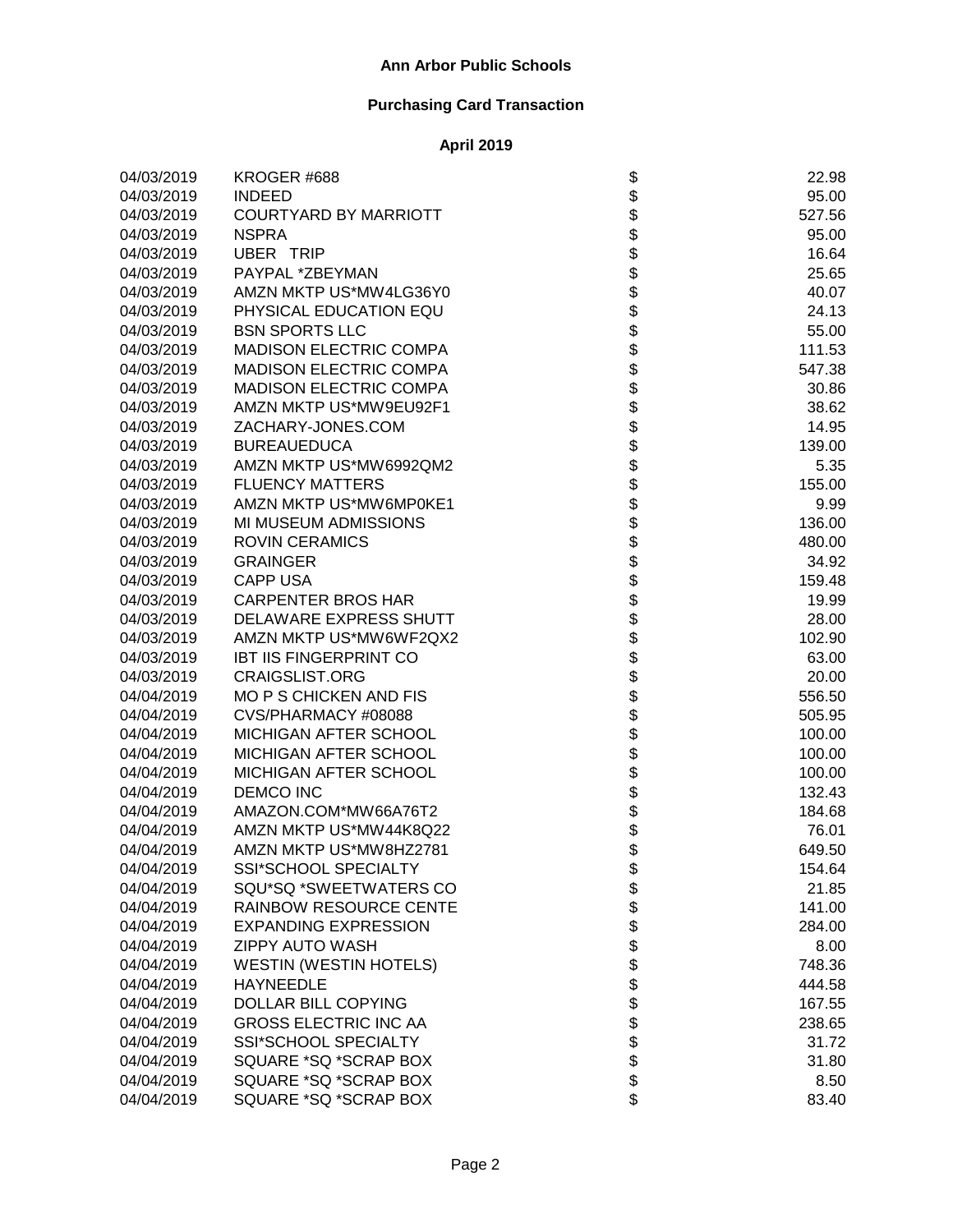# Ann Arbor Public Schools

## Purchasing Card Transaction

### April 2019

| Date | Vendor | | Amount |
|---|---|---|---|
| 04/03/2019 | KROGER #688 | $ | 22.98 |
| 04/03/2019 | INDEED | $ | 95.00 |
| 04/03/2019 | COURTYARD BY MARRIOTT | $ | 527.56 |
| 04/03/2019 | NSPRA | $ | 95.00 |
| 04/03/2019 | UBER TRIP | $ | 16.64 |
| 04/03/2019 | PAYPAL *ZBEYMAN | $ | 25.65 |
| 04/03/2019 | AMZN MKTP US*MW4LG36Y0 | $ | 40.07 |
| 04/03/2019 | PHYSICAL EDUCATION EQU | $ | 24.13 |
| 04/03/2019 | BSN SPORTS LLC | $ | 55.00 |
| 04/03/2019 | MADISON ELECTRIC COMPA | $ | 111.53 |
| 04/03/2019 | MADISON ELECTRIC COMPA | $ | 547.38 |
| 04/03/2019 | MADISON ELECTRIC COMPA | $ | 30.86 |
| 04/03/2019 | AMZN MKTP US*MW9EU92F1 | $ | 38.62 |
| 04/03/2019 | ZACHARY-JONES.COM | $ | 14.95 |
| 04/03/2019 | BUREAUEDUCA | $ | 139.00 |
| 04/03/2019 | AMZN MKTP US*MW6992QM2 | $ | 5.35 |
| 04/03/2019 | FLUENCY MATTERS | $ | 155.00 |
| 04/03/2019 | AMZN MKTP US*MW6MP0KE1 | $ | 9.99 |
| 04/03/2019 | MI MUSEUM ADMISSIONS | $ | 136.00 |
| 04/03/2019 | ROVIN CERAMICS | $ | 480.00 |
| 04/03/2019 | GRAINGER | $ | 34.92 |
| 04/03/2019 | CAPP USA | $ | 159.48 |
| 04/03/2019 | CARPENTER BROS HAR | $ | 19.99 |
| 04/03/2019 | DELAWARE EXPRESS SHUTT | $ | 28.00 |
| 04/03/2019 | AMZN MKTP US*MW6WF2QX2 | $ | 102.90 |
| 04/03/2019 | IBT IIS FINGERPRINT CO | $ | 63.00 |
| 04/03/2019 | CRAIGSLIST.ORG | $ | 20.00 |
| 04/04/2019 | MO P S CHICKEN AND FIS | $ | 556.50 |
| 04/04/2019 | CVS/PHARMACY #08088 | $ | 505.95 |
| 04/04/2019 | MICHIGAN AFTER SCHOOL | $ | 100.00 |
| 04/04/2019 | MICHIGAN AFTER SCHOOL | $ | 100.00 |
| 04/04/2019 | MICHIGAN AFTER SCHOOL | $ | 100.00 |
| 04/04/2019 | DEMCO INC | $ | 132.43 |
| 04/04/2019 | AMAZON.COM*MW66A76T2 | $ | 184.68 |
| 04/04/2019 | AMZN MKTP US*MW44K8Q22 | $ | 76.01 |
| 04/04/2019 | AMZN MKTP US*MW8HZ2781 | $ | 649.50 |
| 04/04/2019 | SSI*SCHOOL SPECIALTY | $ | 154.64 |
| 04/04/2019 | SQU*SQ *SWEETWATERS CO | $ | 21.85 |
| 04/04/2019 | RAINBOW RESOURCE CENTE | $ | 141.00 |
| 04/04/2019 | EXPANDING EXPRESSION | $ | 284.00 |
| 04/04/2019 | ZIPPY AUTO WASH | $ | 8.00 |
| 04/04/2019 | WESTIN (WESTIN HOTELS) | $ | 748.36 |
| 04/04/2019 | HAYNEEDLE | $ | 444.58 |
| 04/04/2019 | DOLLAR BILL COPYING | $ | 167.55 |
| 04/04/2019 | GROSS ELECTRIC INC AA | $ | 238.65 |
| 04/04/2019 | SSI*SCHOOL SPECIALTY | $ | 31.72 |
| 04/04/2019 | SQUARE *SQ *SCRAP BOX | $ | 31.80 |
| 04/04/2019 | SQUARE *SQ *SCRAP BOX | $ | 8.50 |
| 04/04/2019 | SQUARE *SQ *SCRAP BOX | $ | 83.40 |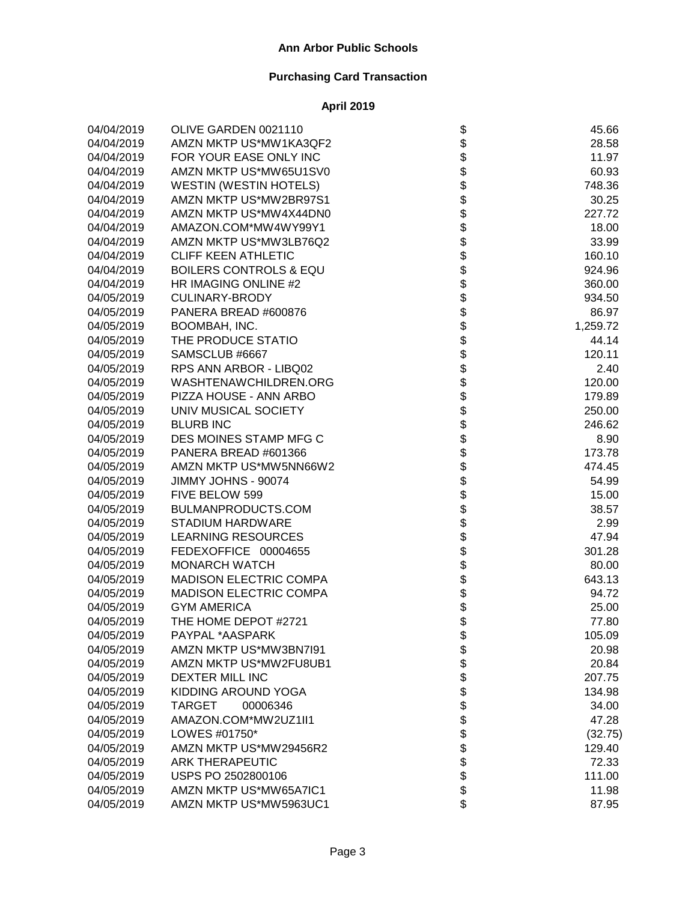**Ann Arbor Public Schools**

**Purchasing Card Transaction**

**April 2019**

| Date | Vendor | | Amount |
|---|---|---|---|
| 04/04/2019 | OLIVE GARDEN 0021110 | $ | 45.66 |
| 04/04/2019 | AMZN MKTP US*MW1KA3QF2 | $ | 28.58 |
| 04/04/2019 | FOR YOUR EASE ONLY INC | $ | 11.97 |
| 04/04/2019 | AMZN MKTP US*MW65U1SV0 | $ | 60.93 |
| 04/04/2019 | WESTIN (WESTIN HOTELS) | $ | 748.36 |
| 04/04/2019 | AMZN MKTP US*MW2BR97S1 | $ | 30.25 |
| 04/04/2019 | AMZN MKTP US*MW4X44DN0 | $ | 227.72 |
| 04/04/2019 | AMAZON.COM*MW4WY99Y1 | $ | 18.00 |
| 04/04/2019 | AMZN MKTP US*MW3LB76Q2 | $ | 33.99 |
| 04/04/2019 | CLIFF KEEN ATHLETIC | $ | 160.10 |
| 04/04/2019 | BOILERS CONTROLS & EQU | $ | 924.96 |
| 04/04/2019 | HR IMAGING ONLINE #2 | $ | 360.00 |
| 04/05/2019 | CULINARY-BRODY | $ | 934.50 |
| 04/05/2019 | PANERA BREAD #600876 | $ | 86.97 |
| 04/05/2019 | BOOMBAH, INC. | $ | 1,259.72 |
| 04/05/2019 | THE PRODUCE STATIO | $ | 44.14 |
| 04/05/2019 | SAMSCLUB #6667 | $ | 120.11 |
| 04/05/2019 | RPS ANN ARBOR - LIBQ02 | $ | 2.40 |
| 04/05/2019 | WASHTENAWCHILDREN.ORG | $ | 120.00 |
| 04/05/2019 | PIZZA HOUSE - ANN ARBO | $ | 179.89 |
| 04/05/2019 | UNIV MUSICAL SOCIETY | $ | 250.00 |
| 04/05/2019 | BLURB INC | $ | 246.62 |
| 04/05/2019 | DES MOINES STAMP MFG C | $ | 8.90 |
| 04/05/2019 | PANERA BREAD #601366 | $ | 173.78 |
| 04/05/2019 | AMZN MKTP US*MW5NN66W2 | $ | 474.45 |
| 04/05/2019 | JIMMY JOHNS - 90074 | $ | 54.99 |
| 04/05/2019 | FIVE BELOW 599 | $ | 15.00 |
| 04/05/2019 | BULMANPRODUCTS.COM | $ | 38.57 |
| 04/05/2019 | STADIUM HARDWARE | $ | 2.99 |
| 04/05/2019 | LEARNING RESOURCES | $ | 47.94 |
| 04/05/2019 | FEDEXOFFICE 00004655 | $ | 301.28 |
| 04/05/2019 | MONARCH WATCH | $ | 80.00 |
| 04/05/2019 | MADISON ELECTRIC COMPA | $ | 643.13 |
| 04/05/2019 | MADISON ELECTRIC COMPA | $ | 94.72 |
| 04/05/2019 | GYM AMERICA | $ | 25.00 |
| 04/05/2019 | THE HOME DEPOT #2721 | $ | 77.80 |
| 04/05/2019 | PAYPAL *AASPARK | $ | 105.09 |
| 04/05/2019 | AMZN MKTP US*MW3BN7I91 | $ | 20.98 |
| 04/05/2019 | AMZN MKTP US*MW2FU8UB1 | $ | 20.84 |
| 04/05/2019 | DEXTER MILL INC | $ | 207.75 |
| 04/05/2019 | KIDDING AROUND YOGA | $ | 134.98 |
| 04/05/2019 | TARGET 00006346 | $ | 34.00 |
| 04/05/2019 | AMAZON.COM*MW2UZ1II1 | $ | 47.28 |
| 04/05/2019 | LOWES #01750* | $ | (32.75) |
| 04/05/2019 | AMZN MKTP US*MW29456R2 | $ | 129.40 |
| 04/05/2019 | ARK THERAPEUTIC | $ | 72.33 |
| 04/05/2019 | USPS PO 2502800106 | $ | 111.00 |
| 04/05/2019 | AMZN MKTP US*MW65A7IC1 | $ | 11.98 |
| 04/05/2019 | AMZN MKTP US*MW5963UC1 | $ | 87.95 |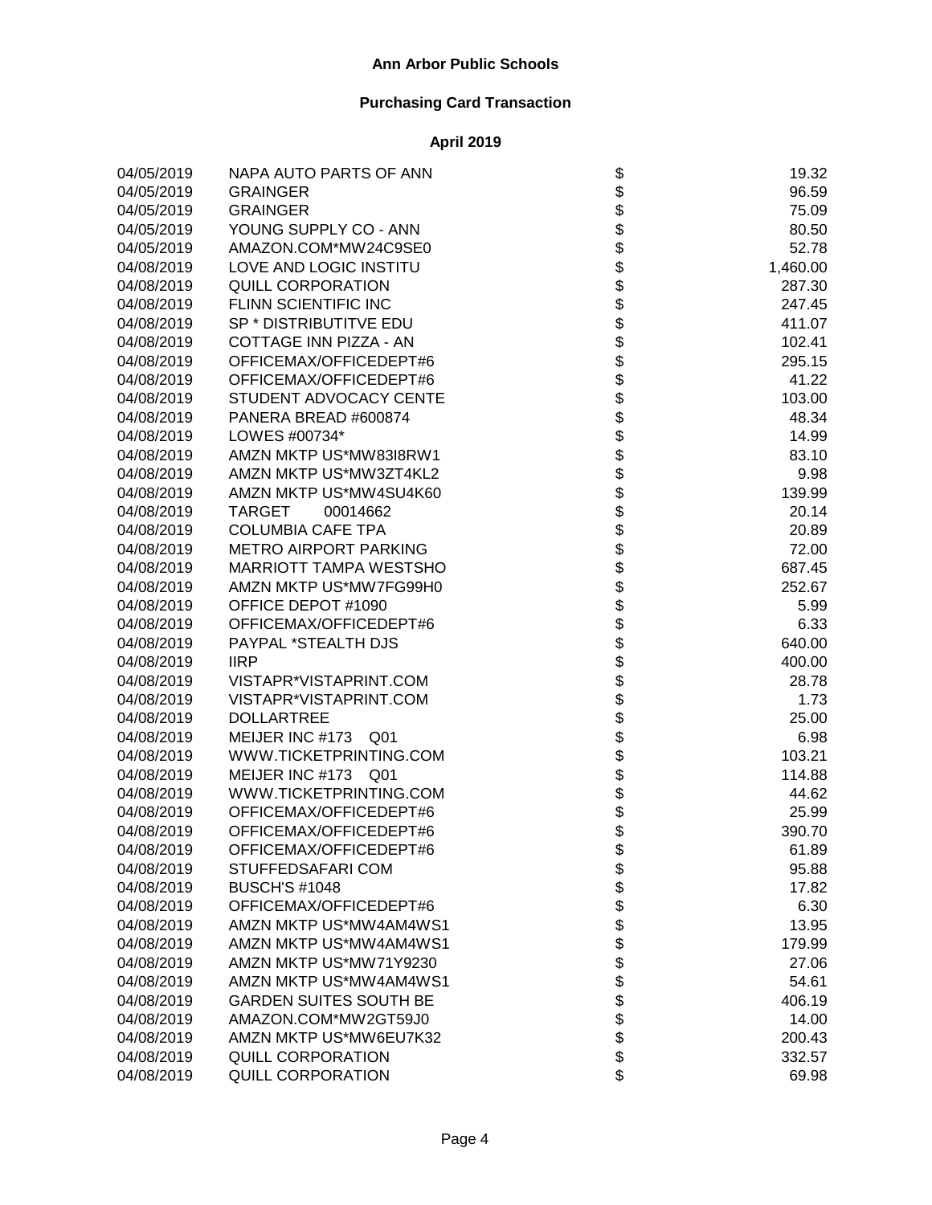**Ann Arbor Public Schools**

**Purchasing Card Transaction**

**April 2019**

| Date | Vendor | | Amount |
|---|---|---|---|
| 04/05/2019 | NAPA AUTO PARTS OF ANN | $ | 19.32 |
| 04/05/2019 | GRAINGER | $ | 96.59 |
| 04/05/2019 | GRAINGER | $ | 75.09 |
| 04/05/2019 | YOUNG SUPPLY CO - ANN | $ | 80.50 |
| 04/05/2019 | AMAZON.COM*MW24C9SE0 | $ | 52.78 |
| 04/08/2019 | LOVE AND LOGIC INSTITU | $ | 1,460.00 |
| 04/08/2019 | QUILL CORPORATION | $ | 287.30 |
| 04/08/2019 | FLINN SCIENTIFIC INC | $ | 247.45 |
| 04/08/2019 | SP * DISTRIBUTITVE EDU | $ | 411.07 |
| 04/08/2019 | COTTAGE INN PIZZA - AN | $ | 102.41 |
| 04/08/2019 | OFFICEMAX/OFFICEDEPT#6 | $ | 295.15 |
| 04/08/2019 | OFFICEMAX/OFFICEDEPT#6 | $ | 41.22 |
| 04/08/2019 | STUDENT ADVOCACY CENTE | $ | 103.00 |
| 04/08/2019 | PANERA BREAD #600874 | $ | 48.34 |
| 04/08/2019 | LOWES #00734* | $ | 14.99 |
| 04/08/2019 | AMZN MKTP US*MW83I8RW1 | $ | 83.10 |
| 04/08/2019 | AMZN MKTP US*MW3ZT4KL2 | $ | 9.98 |
| 04/08/2019 | AMZN MKTP US*MW4SU4K60 | $ | 139.99 |
| 04/08/2019 | TARGET 00014662 | $ | 20.14 |
| 04/08/2019 | COLUMBIA CAFE TPA | $ | 20.89 |
| 04/08/2019 | METRO AIRPORT PARKING | $ | 72.00 |
| 04/08/2019 | MARRIOTT TAMPA WESTSHO | $ | 687.45 |
| 04/08/2019 | AMZN MKTP US*MW7FG99H0 | $ | 252.67 |
| 04/08/2019 | OFFICE DEPOT #1090 | $ | 5.99 |
| 04/08/2019 | OFFICEMAX/OFFICEDEPT#6 | $ | 6.33 |
| 04/08/2019 | PAYPAL *STEALTH DJS | $ | 640.00 |
| 04/08/2019 | IIRP | $ | 400.00 |
| 04/08/2019 | VISTAPR*VISTAPRINT.COM | $ | 28.78 |
| 04/08/2019 | VISTAPR*VISTAPRINT.COM | $ | 1.73 |
| 04/08/2019 | DOLLARTREE | $ | 25.00 |
| 04/08/2019 | MEIJER INC #173 Q01 | $ | 6.98 |
| 04/08/2019 | WWW.TICKETPRINTING.COM | $ | 103.21 |
| 04/08/2019 | MEIJER INC #173 Q01 | $ | 114.88 |
| 04/08/2019 | WWW.TICKETPRINTING.COM | $ | 44.62 |
| 04/08/2019 | OFFICEMAX/OFFICEDEPT#6 | $ | 25.99 |
| 04/08/2019 | OFFICEMAX/OFFICEDEPT#6 | $ | 390.70 |
| 04/08/2019 | OFFICEMAX/OFFICEDEPT#6 | $ | 61.89 |
| 04/08/2019 | STUFFEDSAFARI COM | $ | 95.88 |
| 04/08/2019 | BUSCH'S #1048 | $ | 17.82 |
| 04/08/2019 | OFFICEMAX/OFFICEDEPT#6 | $ | 6.30 |
| 04/08/2019 | AMZN MKTP US*MW4AM4WS1 | $ | 13.95 |
| 04/08/2019 | AMZN MKTP US*MW4AM4WS1 | $ | 179.99 |
| 04/08/2019 | AMZN MKTP US*MW71Y9230 | $ | 27.06 |
| 04/08/2019 | AMZN MKTP US*MW4AM4WS1 | $ | 54.61 |
| 04/08/2019 | GARDEN SUITES SOUTH BE | $ | 406.19 |
| 04/08/2019 | AMAZON.COM*MW2GT59J0 | $ | 14.00 |
| 04/08/2019 | AMZN MKTP US*MW6EU7K32 | $ | 200.43 |
| 04/08/2019 | QUILL CORPORATION | $ | 332.57 |
| 04/08/2019 | QUILL CORPORATION | $ | 69.98 |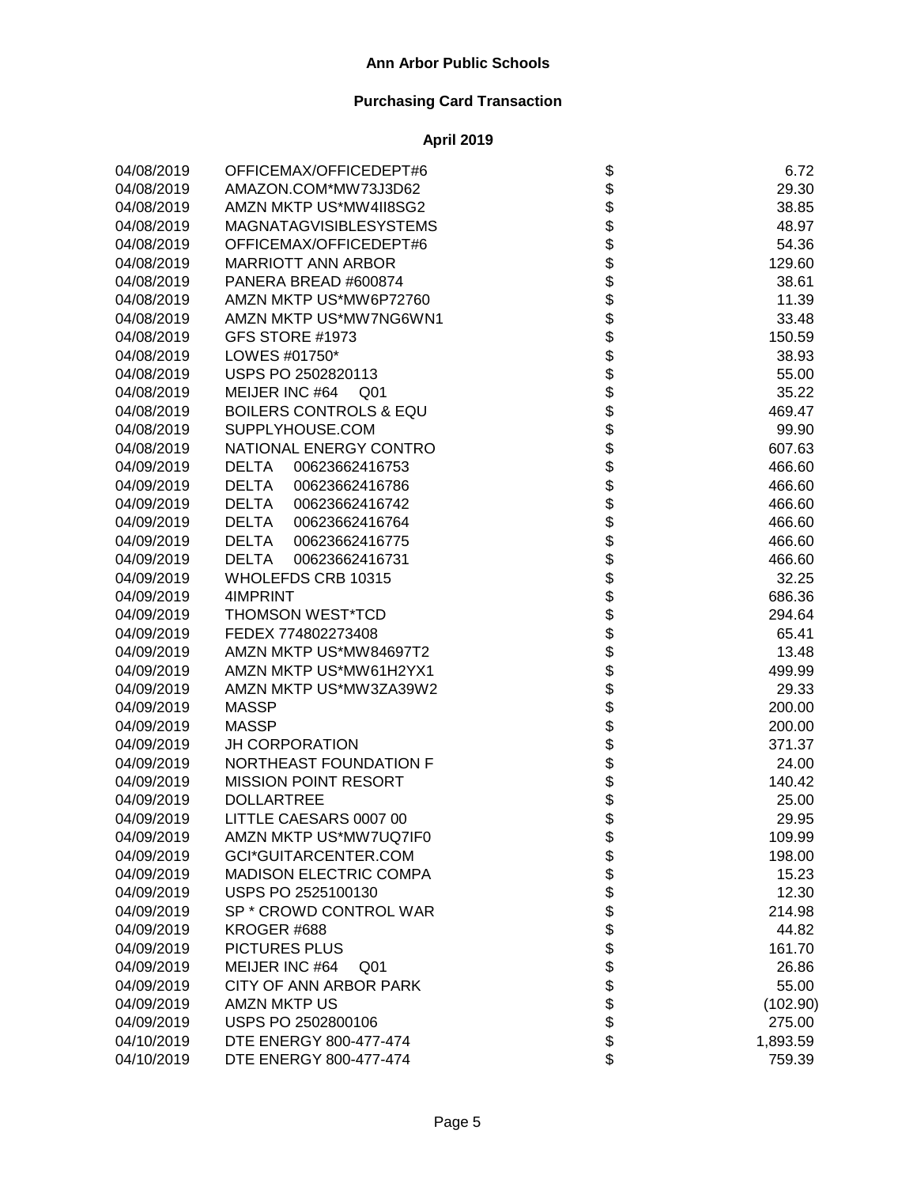# Ann Arbor Public Schools

## Purchasing Card Transaction

### April 2019

| Date | Vendor | | Amount |
|---|---|---|---|
| 04/08/2019 | OFFICEMAX/OFFICEDEPT#6 | $ | 6.72 |
| 04/08/2019 | AMAZON.COM*MW73J3D62 | $ | 29.30 |
| 04/08/2019 | AMZN MKTP US*MW4II8SG2 | $ | 38.85 |
| 04/08/2019 | MAGNATAGVISIBLESYSTEMS | $ | 48.97 |
| 04/08/2019 | OFFICEMAX/OFFICEDEPT#6 | $ | 54.36 |
| 04/08/2019 | MARRIOTT ANN ARBOR | $ | 129.60 |
| 04/08/2019 | PANERA BREAD #600874 | $ | 38.61 |
| 04/08/2019 | AMZN MKTP US*MW6P72760 | $ | 11.39 |
| 04/08/2019 | AMZN MKTP US*MW7NG6WN1 | $ | 33.48 |
| 04/08/2019 | GFS STORE #1973 | $ | 150.59 |
| 04/08/2019 | LOWES #01750* | $ | 38.93 |
| 04/08/2019 | USPS PO 2502820113 | $ | 55.00 |
| 04/08/2019 | MEIJER INC #64 Q01 | $ | 35.22 |
| 04/08/2019 | BOILERS CONTROLS & EQU | $ | 469.47 |
| 04/08/2019 | SUPPLYHOUSE.COM | $ | 99.90 |
| 04/08/2019 | NATIONAL ENERGY CONTRO | $ | 607.63 |
| 04/09/2019 | DELTA 00623662416753 | $ | 466.60 |
| 04/09/2019 | DELTA 00623662416786 | $ | 466.60 |
| 04/09/2019 | DELTA 00623662416742 | $ | 466.60 |
| 04/09/2019 | DELTA 00623662416764 | $ | 466.60 |
| 04/09/2019 | DELTA 00623662416775 | $ | 466.60 |
| 04/09/2019 | DELTA 00623662416731 | $ | 466.60 |
| 04/09/2019 | WHOLEFDS CRB 10315 | $ | 32.25 |
| 04/09/2019 | 4IMPRINT | $ | 686.36 |
| 04/09/2019 | THOMSON WEST*TCD | $ | 294.64 |
| 04/09/2019 | FEDEX 774802273408 | $ | 65.41 |
| 04/09/2019 | AMZN MKTP US*MW84697T2 | $ | 13.48 |
| 04/09/2019 | AMZN MKTP US*MW61H2YX1 | $ | 499.99 |
| 04/09/2019 | AMZN MKTP US*MW3ZA39W2 | $ | 29.33 |
| 04/09/2019 | MASSP | $ | 200.00 |
| 04/09/2019 | MASSP | $ | 200.00 |
| 04/09/2019 | JH CORPORATION | $ | 371.37 |
| 04/09/2019 | NORTHEAST FOUNDATION F | $ | 24.00 |
| 04/09/2019 | MISSION POINT RESORT | $ | 140.42 |
| 04/09/2019 | DOLLARTREE | $ | 25.00 |
| 04/09/2019 | LITTLE CAESARS 0007 00 | $ | 29.95 |
| 04/09/2019 | AMZN MKTP US*MW7UQ7IF0 | $ | 109.99 |
| 04/09/2019 | GCI*GUITARCENTER.COM | $ | 198.00 |
| 04/09/2019 | MADISON ELECTRIC COMPA | $ | 15.23 |
| 04/09/2019 | USPS PO 2525100130 | $ | 12.30 |
| 04/09/2019 | SP * CROWD CONTROL WAR | $ | 214.98 |
| 04/09/2019 | KROGER #688 | $ | 44.82 |
| 04/09/2019 | PICTURES PLUS | $ | 161.70 |
| 04/09/2019 | MEIJER INC #64 Q01 | $ | 26.86 |
| 04/09/2019 | CITY OF ANN ARBOR PARK | $ | 55.00 |
| 04/09/2019 | AMZN MKTP US | $ | (102.90) |
| 04/09/2019 | USPS PO 2502800106 | $ | 275.00 |
| 04/10/2019 | DTE ENERGY 800-477-474 | $ | 1,893.59 |
| 04/10/2019 | DTE ENERGY 800-477-474 | $ | 759.39 |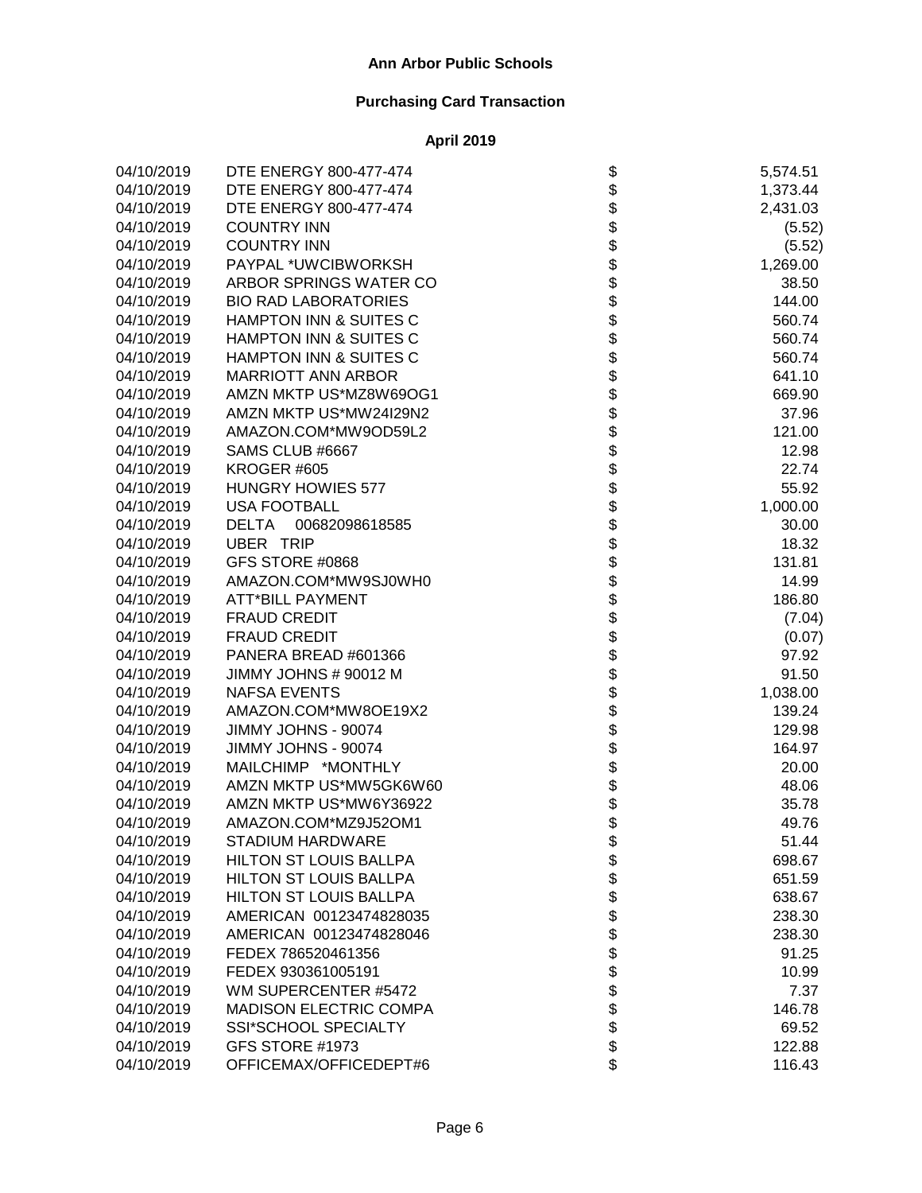# Ann Arbor Public Schools

## Purchasing Card Transaction

### April 2019

| | | | |
|---|---|---|---|
| 04/10/2019 | DTE ENERGY 800-477-474 | $ | 5,574.51 |
| 04/10/2019 | DTE ENERGY 800-477-474 | $ | 1,373.44 |
| 04/10/2019 | DTE ENERGY 800-477-474 | $ | 2,431.03 |
| 04/10/2019 | COUNTRY INN | $ | (5.52) |
| 04/10/2019 | COUNTRY INN | $ | (5.52) |
| 04/10/2019 | PAYPAL *UWCIBWORKSH | $ | 1,269.00 |
| 04/10/2019 | ARBOR SPRINGS WATER CO | $ | 38.50 |
| 04/10/2019 | BIO RAD LABORATORIES | $ | 144.00 |
| 04/10/2019 | HAMPTON INN & SUITES C | $ | 560.74 |
| 04/10/2019 | HAMPTON INN & SUITES C | $ | 560.74 |
| 04/10/2019 | HAMPTON INN & SUITES C | $ | 560.74 |
| 04/10/2019 | MARRIOTT ANN ARBOR | $ | 641.10 |
| 04/10/2019 | AMZN MKTP US*MZ8W69OG1 | $ | 669.90 |
| 04/10/2019 | AMZN MKTP US*MW24I29N2 | $ | 37.96 |
| 04/10/2019 | AMAZON.COM*MW9OD59L2 | $ | 121.00 |
| 04/10/2019 | SAMS CLUB #6667 | $ | 12.98 |
| 04/10/2019 | KROGER #605 | $ | 22.74 |
| 04/10/2019 | HUNGRY HOWIES 577 | $ | 55.92 |
| 04/10/2019 | USA FOOTBALL | $ | 1,000.00 |
| 04/10/2019 | DELTA 00682098618585 | $ | 30.00 |
| 04/10/2019 | UBER TRIP | $ | 18.32 |
| 04/10/2019 | GFS STORE #0868 | $ | 131.81 |
| 04/10/2019 | AMAZON.COM*MW9SJ0WH0 | $ | 14.99 |
| 04/10/2019 | ATT*BILL PAYMENT | $ | 186.80 |
| 04/10/2019 | FRAUD CREDIT | $ | (7.04) |
| 04/10/2019 | FRAUD CREDIT | $ | (0.07) |
| 04/10/2019 | PANERA BREAD #601366 | $ | 97.92 |
| 04/10/2019 | JIMMY JOHNS # 90012 M | $ | 91.50 |
| 04/10/2019 | NAFSA EVENTS | $ | 1,038.00 |
| 04/10/2019 | AMAZON.COM*MW8OE19X2 | $ | 139.24 |
| 04/10/2019 | JIMMY JOHNS - 90074 | $ | 129.98 |
| 04/10/2019 | JIMMY JOHNS - 90074 | $ | 164.97 |
| 04/10/2019 | MAILCHIMP *MONTHLY | $ | 20.00 |
| 04/10/2019 | AMZN MKTP US*MW5GK6W60 | $ | 48.06 |
| 04/10/2019 | AMZN MKTP US*MW6Y36922 | $ | 35.78 |
| 04/10/2019 | AMAZON.COM*MZ9J52OM1 | $ | 49.76 |
| 04/10/2019 | STADIUM HARDWARE | $ | 51.44 |
| 04/10/2019 | HILTON ST LOUIS BALLPA | $ | 698.67 |
| 04/10/2019 | HILTON ST LOUIS BALLPA | $ | 651.59 |
| 04/10/2019 | HILTON ST LOUIS BALLPA | $ | 638.67 |
| 04/10/2019 | AMERICAN 00123474828035 | $ | 238.30 |
| 04/10/2019 | AMERICAN 00123474828046 | $ | 238.30 |
| 04/10/2019 | FEDEX 786520461356 | $ | 91.25 |
| 04/10/2019 | FEDEX 930361005191 | $ | 10.99 |
| 04/10/2019 | WM SUPERCENTER #5472 | $ | 7.37 |
| 04/10/2019 | MADISON ELECTRIC COMPA | $ | 146.78 |
| 04/10/2019 | SSI*SCHOOL SPECIALTY | $ | 69.52 |
| 04/10/2019 | GFS STORE #1973 | $ | 122.88 |
| 04/10/2019 | OFFICEMAX/OFFICEDEPT#6 | $ | 116.43 |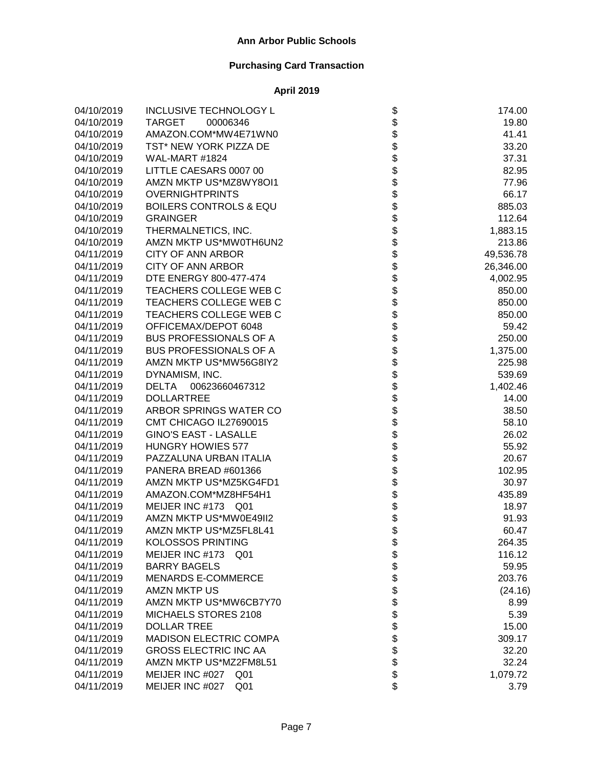**Ann Arbor Public Schools**

**Purchasing Card Transaction**

**April 2019**

| | | | |
|---|---|---|---|
| 04/10/2019 | INCLUSIVE TECHNOLOGY L | $ | 174.00 |
| 04/10/2019 | TARGET 00006346 | $ | 19.80 |
| 04/10/2019 | AMAZON.COM*MW4E71WN0 | $ | 41.41 |
| 04/10/2019 | TST* NEW YORK PIZZA DE | $ | 33.20 |
| 04/10/2019 | WAL-MART #1824 | $ | 37.31 |
| 04/10/2019 | LITTLE CAESARS 0007 00 | $ | 82.95 |
| 04/10/2019 | AMZN MKTP US*MZ8WY8OI1 | $ | 77.96 |
| 04/10/2019 | OVERNIGHTPRINTS | $ | 66.17 |
| 04/10/2019 | BOILERS CONTROLS & EQU | $ | 885.03 |
| 04/10/2019 | GRAINGER | $ | 112.64 |
| 04/10/2019 | THERMALNETICS, INC. | $ | 1,883.15 |
| 04/10/2019 | AMZN MKTP US*MW0TH6UN2 | $ | 213.86 |
| 04/11/2019 | CITY OF ANN ARBOR | $ | 49,536.78 |
| 04/11/2019 | CITY OF ANN ARBOR | $ | 26,346.00 |
| 04/11/2019 | DTE ENERGY 800-477-474 | $ | 4,002.95 |
| 04/11/2019 | TEACHERS COLLEGE WEB C | $ | 850.00 |
| 04/11/2019 | TEACHERS COLLEGE WEB C | $ | 850.00 |
| 04/11/2019 | TEACHERS COLLEGE WEB C | $ | 850.00 |
| 04/11/2019 | OFFICEMAX/DEPOT 6048 | $ | 59.42 |
| 04/11/2019 | BUS PROFESSIONALS OF A | $ | 250.00 |
| 04/11/2019 | BUS PROFESSIONALS OF A | $ | 1,375.00 |
| 04/11/2019 | AMZN MKTP US*MW56G8IY2 | $ | 225.98 |
| 04/11/2019 | DYNAMISM, INC. | $ | 539.69 |
| 04/11/2019 | DELTA 00623660467312 | $ | 1,402.46 |
| 04/11/2019 | DOLLARTREE | $ | 14.00 |
| 04/11/2019 | ARBOR SPRINGS WATER CO | $ | 38.50 |
| 04/11/2019 | CMT CHICAGO IL27690015 | $ | 58.10 |
| 04/11/2019 | GINO'S EAST - LASALLE | $ | 26.02 |
| 04/11/2019 | HUNGRY HOWIES 577 | $ | 55.92 |
| 04/11/2019 | PAZZALUNA URBAN ITALIA | $ | 20.67 |
| 04/11/2019 | PANERA BREAD #601366 | $ | 102.95 |
| 04/11/2019 | AMZN MKTP US*MZ5KG4FD1 | $ | 30.97 |
| 04/11/2019 | AMAZON.COM*MZ8HF54H1 | $ | 435.89 |
| 04/11/2019 | MEIJER INC #173 Q01 | $ | 18.97 |
| 04/11/2019 | AMZN MKTP US*MW0E49II2 | $ | 91.93 |
| 04/11/2019 | AMZN MKTP US*MZ5FL8L41 | $ | 60.47 |
| 04/11/2019 | KOLOSSOS PRINTING | $ | 264.35 |
| 04/11/2019 | MEIJER INC #173 Q01 | $ | 116.12 |
| 04/11/2019 | BARRY BAGELS | $ | 59.95 |
| 04/11/2019 | MENARDS E-COMMERCE | $ | 203.76 |
| 04/11/2019 | AMZN MKTP US | $ | (24.16) |
| 04/11/2019 | AMZN MKTP US*MW6CB7Y70 | $ | 8.99 |
| 04/11/2019 | MICHAELS STORES 2108 | $ | 5.39 |
| 04/11/2019 | DOLLAR TREE | $ | 15.00 |
| 04/11/2019 | MADISON ELECTRIC COMPA | $ | 309.17 |
| 04/11/2019 | GROSS ELECTRIC INC AA | $ | 32.20 |
| 04/11/2019 | AMZN MKTP US*MZ2FM8L51 | $ | 32.24 |
| 04/11/2019 | MEIJER INC #027 Q01 | $ | 1,079.72 |
| 04/11/2019 | MEIJER INC #027 Q01 | $ | 3.79 |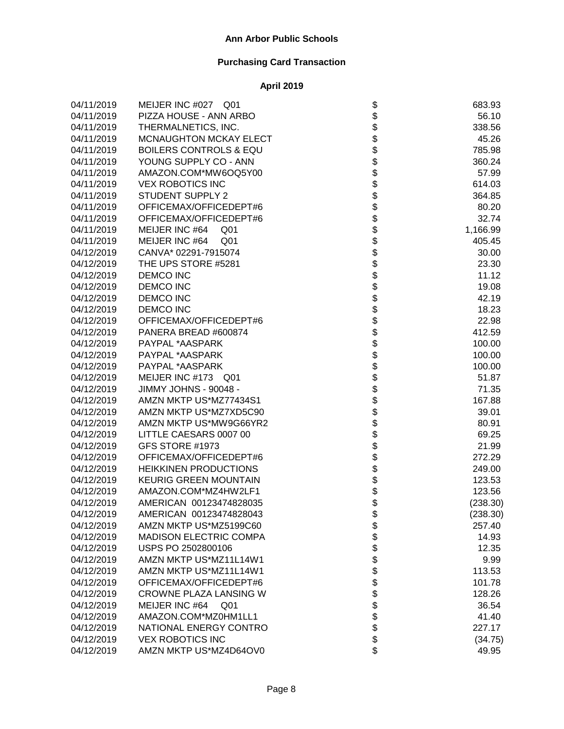**Ann Arbor Public Schools**

**Purchasing Card Transaction**

**April 2019**

| | | | |
|---|---|---|---|
| 04/11/2019 | MEIJER INC #027 Q01 | $ | 683.93 |
| 04/11/2019 | PIZZA HOUSE - ANN ARBO | $ | 56.10 |
| 04/11/2019 | THERMALNETICS, INC. | $ | 338.56 |
| 04/11/2019 | MCNAUGHTON MCKAY ELECT | $ | 45.26 |
| 04/11/2019 | BOILERS CONTROLS & EQU | $ | 785.98 |
| 04/11/2019 | YOUNG SUPPLY CO - ANN | $ | 360.24 |
| 04/11/2019 | AMAZON.COM*MW6OQ5Y00 | $ | 57.99 |
| 04/11/2019 | VEX ROBOTICS INC | $ | 614.03 |
| 04/11/2019 | STUDENT SUPPLY 2 | $ | 364.85 |
| 04/11/2019 | OFFICEMAX/OFFICEDEPT#6 | $ | 80.20 |
| 04/11/2019 | OFFICEMAX/OFFICEDEPT#6 | $ | 32.74 |
| 04/11/2019 | MEIJER INC #64 Q01 | $ | 1,166.99 |
| 04/11/2019 | MEIJER INC #64 Q01 | $ | 405.45 |
| 04/12/2019 | CANVA* 02291-7915074 | $ | 30.00 |
| 04/12/2019 | THE UPS STORE #5281 | $ | 23.30 |
| 04/12/2019 | DEMCO INC | $ | 11.12 |
| 04/12/2019 | DEMCO INC | $ | 19.08 |
| 04/12/2019 | DEMCO INC | $ | 42.19 |
| 04/12/2019 | DEMCO INC | $ | 18.23 |
| 04/12/2019 | OFFICEMAX/OFFICEDEPT#6 | $ | 22.98 |
| 04/12/2019 | PANERA BREAD #600874 | $ | 412.59 |
| 04/12/2019 | PAYPAL *AASPARK | $ | 100.00 |
| 04/12/2019 | PAYPAL *AASPARK | $ | 100.00 |
| 04/12/2019 | PAYPAL *AASPARK | $ | 100.00 |
| 04/12/2019 | MEIJER INC #173 Q01 | $ | 51.87 |
| 04/12/2019 | JIMMY JOHNS - 90048 - | $ | 71.35 |
| 04/12/2019 | AMZN MKTP US*MZ77434S1 | $ | 167.88 |
| 04/12/2019 | AMZN MKTP US*MZ7XD5C90 | $ | 39.01 |
| 04/12/2019 | AMZN MKTP US*MW9G66YR2 | $ | 80.91 |
| 04/12/2019 | LITTLE CAESARS 0007 00 | $ | 69.25 |
| 04/12/2019 | GFS STORE #1973 | $ | 21.99 |
| 04/12/2019 | OFFICEMAX/OFFICEDEPT#6 | $ | 272.29 |
| 04/12/2019 | HEIKKINEN PRODUCTIONS | $ | 249.00 |
| 04/12/2019 | KEURIG GREEN MOUNTAIN | $ | 123.53 |
| 04/12/2019 | AMAZON.COM*MZ4HW2LF1 | $ | 123.56 |
| 04/12/2019 | AMERICAN 00123474828035 | $ | (238.30) |
| 04/12/2019 | AMERICAN 00123474828043 | $ | (238.30) |
| 04/12/2019 | AMZN MKTP US*MZ5199C60 | $ | 257.40 |
| 04/12/2019 | MADISON ELECTRIC COMPA | $ | 14.93 |
| 04/12/2019 | USPS PO 2502800106 | $ | 12.35 |
| 04/12/2019 | AMZN MKTP US*MZ11L14W1 | $ | 9.99 |
| 04/12/2019 | AMZN MKTP US*MZ11L14W1 | $ | 113.53 |
| 04/12/2019 | OFFICEMAX/OFFICEDEPT#6 | $ | 101.78 |
| 04/12/2019 | CROWNE PLAZA LANSING W | $ | 128.26 |
| 04/12/2019 | MEIJER INC #64 Q01 | $ | 36.54 |
| 04/12/2019 | AMAZON.COM*MZ0HM1LL1 | $ | 41.40 |
| 04/12/2019 | NATIONAL ENERGY CONTRO | $ | 227.17 |
| 04/12/2019 | VEX ROBOTICS INC | $ | (34.75) |
| 04/12/2019 | AMZN MKTP US*MZ4D64OV0 | $ | 49.95 |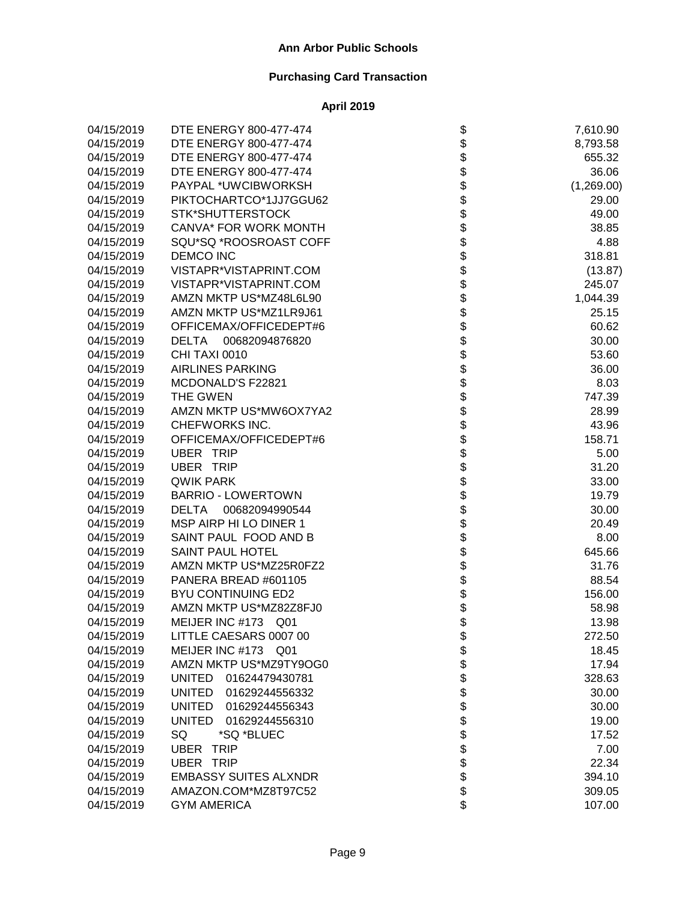**Ann Arbor Public Schools**

**Purchasing Card Transaction**

**April 2019**

| | | | |
|---|---|---|---|
| 04/15/2019 | DTE ENERGY 800-477-474 | $ | 7,610.90 |
| 04/15/2019 | DTE ENERGY 800-477-474 | $ | 8,793.58 |
| 04/15/2019 | DTE ENERGY 800-477-474 | $ | 655.32 |
| 04/15/2019 | DTE ENERGY 800-477-474 | $ | 36.06 |
| 04/15/2019 | PAYPAL *UWCIBWORKSH | $ | (1,269.00) |
| 04/15/2019 | PIKTOCHARTCO*1JJ7GGU62 | $ | 29.00 |
| 04/15/2019 | STK*SHUTTERSTOCK | $ | 49.00 |
| 04/15/2019 | CANVA* FOR WORK MONTH | $ | 38.85 |
| 04/15/2019 | SQU*SQ *ROOSROAST COFF | $ | 4.88 |
| 04/15/2019 | DEMCO INC | $ | 318.81 |
| 04/15/2019 | VISTAPR*VISTAPRINT.COM | $ | (13.87) |
| 04/15/2019 | VISTAPR*VISTAPRINT.COM | $ | 245.07 |
| 04/15/2019 | AMZN MKTP US*MZ48L6L90 | $ | 1,044.39 |
| 04/15/2019 | AMZN MKTP US*MZ1LR9J61 | $ | 25.15 |
| 04/15/2019 | OFFICEMAX/OFFICEDEPT#6 | $ | 60.62 |
| 04/15/2019 | DELTA 00682094876820 | $ | 30.00 |
| 04/15/2019 | CHI TAXI 0010 | $ | 53.60 |
| 04/15/2019 | AIRLINES PARKING | $ | 36.00 |
| 04/15/2019 | MCDONALD'S F22821 | $ | 8.03 |
| 04/15/2019 | THE GWEN | $ | 747.39 |
| 04/15/2019 | AMZN MKTP US*MW6OX7YA2 | $ | 28.99 |
| 04/15/2019 | CHEFWORKS INC. | $ | 43.96 |
| 04/15/2019 | OFFICEMAX/OFFICEDEPT#6 | $ | 158.71 |
| 04/15/2019 | UBER TRIP | $ | 5.00 |
| 04/15/2019 | UBER TRIP | $ | 31.20 |
| 04/15/2019 | QWIK PARK | $ | 33.00 |
| 04/15/2019 | BARRIO - LOWERTOWN | $ | 19.79 |
| 04/15/2019 | DELTA 00682094990544 | $ | 30.00 |
| 04/15/2019 | MSP AIRP HI LO DINER 1 | $ | 20.49 |
| 04/15/2019 | SAINT PAUL FOOD AND B | $ | 8.00 |
| 04/15/2019 | SAINT PAUL HOTEL | $ | 645.66 |
| 04/15/2019 | AMZN MKTP US*MZ25R0FZ2 | $ | 31.76 |
| 04/15/2019 | PANERA BREAD #601105 | $ | 88.54 |
| 04/15/2019 | BYU CONTINUING ED2 | $ | 156.00 |
| 04/15/2019 | AMZN MKTP US*MZ82Z8FJ0 | $ | 58.98 |
| 04/15/2019 | MEIJER INC #173 Q01 | $ | 13.98 |
| 04/15/2019 | LITTLE CAESARS 0007 00 | $ | 272.50 |
| 04/15/2019 | MEIJER INC #173 Q01 | $ | 18.45 |
| 04/15/2019 | AMZN MKTP US*MZ9TY9OG0 | $ | 17.94 |
| 04/15/2019 | UNITED 01624479430781 | $ | 328.63 |
| 04/15/2019 | UNITED 01629244556332 | $ | 30.00 |
| 04/15/2019 | UNITED 01629244556343 | $ | 30.00 |
| 04/15/2019 | UNITED 01629244556310 | $ | 19.00 |
| 04/15/2019 | SQ *SQ *BLUEC | $ | 17.52 |
| 04/15/2019 | UBER TRIP | $ | 7.00 |
| 04/15/2019 | UBER TRIP | $ | 22.34 |
| 04/15/2019 | EMBASSY SUITES ALXNDR | $ | 394.10 |
| 04/15/2019 | AMAZON.COM*MZ8T97C52 | $ | 309.05 |
| 04/15/2019 | GYM AMERICA | $ | 107.00 |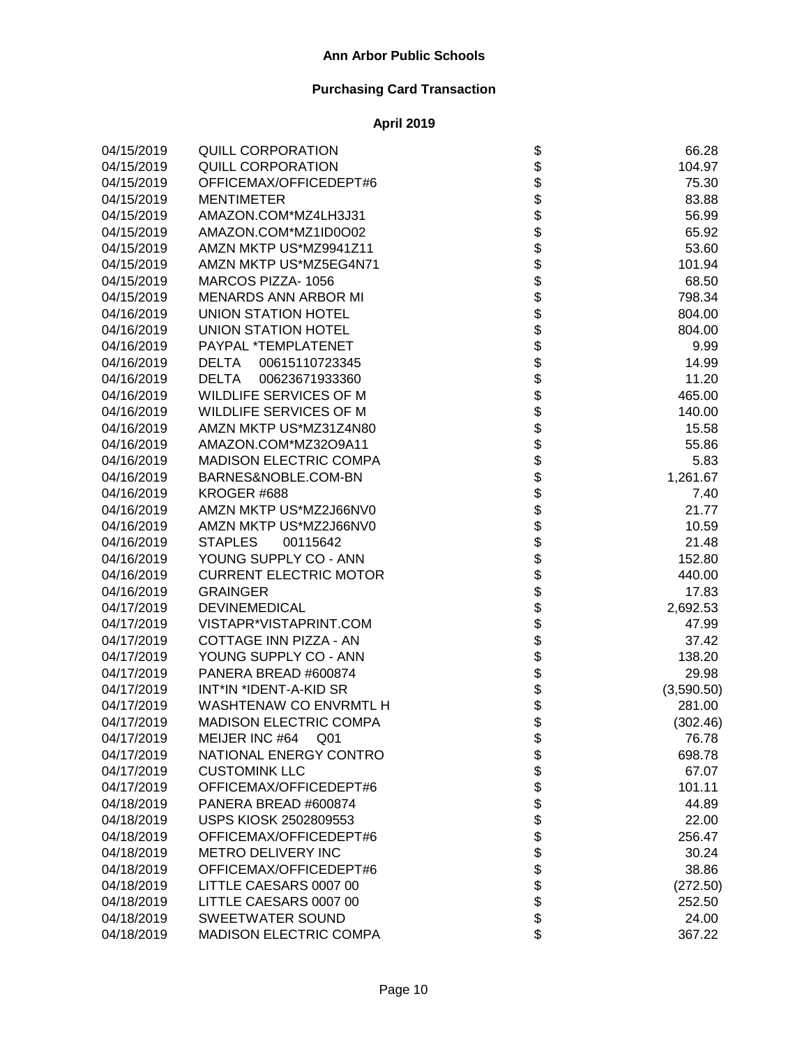# Ann Arbor Public Schools

## Purchasing Card Transaction

### April 2019

| Date | Vendor | | Amount |
|---|---|---|---|
| 04/15/2019 | QUILL CORPORATION | $ | 66.28 |
| 04/15/2019 | QUILL CORPORATION | $ | 104.97 |
| 04/15/2019 | OFFICEMAX/OFFICEDEPT#6 | $ | 75.30 |
| 04/15/2019 | MENTIMETER | $ | 83.88 |
| 04/15/2019 | AMAZON.COM*MZ4LH3J31 | $ | 56.99 |
| 04/15/2019 | AMAZON.COM*MZ1ID0O02 | $ | 65.92 |
| 04/15/2019 | AMZN MKTP US*MZ9941Z11 | $ | 53.60 |
| 04/15/2019 | AMZN MKTP US*MZ5EG4N71 | $ | 101.94 |
| 04/15/2019 | MARCOS PIZZA- 1056 | $ | 68.50 |
| 04/15/2019 | MENARDS ANN ARBOR MI | $ | 798.34 |
| 04/16/2019 | UNION STATION HOTEL | $ | 804.00 |
| 04/16/2019 | UNION STATION HOTEL | $ | 804.00 |
| 04/16/2019 | PAYPAL *TEMPLATENET | $ | 9.99 |
| 04/16/2019 | DELTA 00615110723345 | $ | 14.99 |
| 04/16/2019 | DELTA 00623671933360 | $ | 11.20 |
| 04/16/2019 | WILDLIFE SERVICES OF M | $ | 465.00 |
| 04/16/2019 | WILDLIFE SERVICES OF M | $ | 140.00 |
| 04/16/2019 | AMZN MKTP US*MZ31Z4N80 | $ | 15.58 |
| 04/16/2019 | AMAZON.COM*MZ32O9A11 | $ | 55.86 |
| 04/16/2019 | MADISON ELECTRIC COMPA | $ | 5.83 |
| 04/16/2019 | BARNES&NOBLE.COM-BN | $ | 1,261.67 |
| 04/16/2019 | KROGER #688 | $ | 7.40 |
| 04/16/2019 | AMZN MKTP US*MZ2J66NV0 | $ | 21.77 |
| 04/16/2019 | AMZN MKTP US*MZ2J66NV0 | $ | 10.59 |
| 04/16/2019 | STAPLES 00115642 | $ | 21.48 |
| 04/16/2019 | YOUNG SUPPLY CO - ANN | $ | 152.80 |
| 04/16/2019 | CURRENT ELECTRIC MOTOR | $ | 440.00 |
| 04/16/2019 | GRAINGER | $ | 17.83 |
| 04/17/2019 | DEVINEMEDICAL | $ | 2,692.53 |
| 04/17/2019 | VISTAPR*VISTAPRINT.COM | $ | 47.99 |
| 04/17/2019 | COTTAGE INN PIZZA - AN | $ | 37.42 |
| 04/17/2019 | YOUNG SUPPLY CO - ANN | $ | 138.20 |
| 04/17/2019 | PANERA BREAD #600874 | $ | 29.98 |
| 04/17/2019 | INT*IN *IDENT-A-KID SR | $ | (3,590.50) |
| 04/17/2019 | WASHTENAW CO ENVRMTL H | $ | 281.00 |
| 04/17/2019 | MADISON ELECTRIC COMPA | $ | (302.46) |
| 04/17/2019 | MEIJER INC #64 Q01 | $ | 76.78 |
| 04/17/2019 | NATIONAL ENERGY CONTRO | $ | 698.78 |
| 04/17/2019 | CUSTOMINK LLC | $ | 67.07 |
| 04/17/2019 | OFFICEMAX/OFFICEDEPT#6 | $ | 101.11 |
| 04/18/2019 | PANERA BREAD #600874 | $ | 44.89 |
| 04/18/2019 | USPS KIOSK 2502809553 | $ | 22.00 |
| 04/18/2019 | OFFICEMAX/OFFICEDEPT#6 | $ | 256.47 |
| 04/18/2019 | METRO DELIVERY INC | $ | 30.24 |
| 04/18/2019 | OFFICEMAX/OFFICEDEPT#6 | $ | 38.86 |
| 04/18/2019 | LITTLE CAESARS 0007 00 | $ | (272.50) |
| 04/18/2019 | LITTLE CAESARS 0007 00 | $ | 252.50 |
| 04/18/2019 | SWEETWATER SOUND | $ | 24.00 |
| 04/18/2019 | MADISON ELECTRIC COMPA | $ | 367.22 |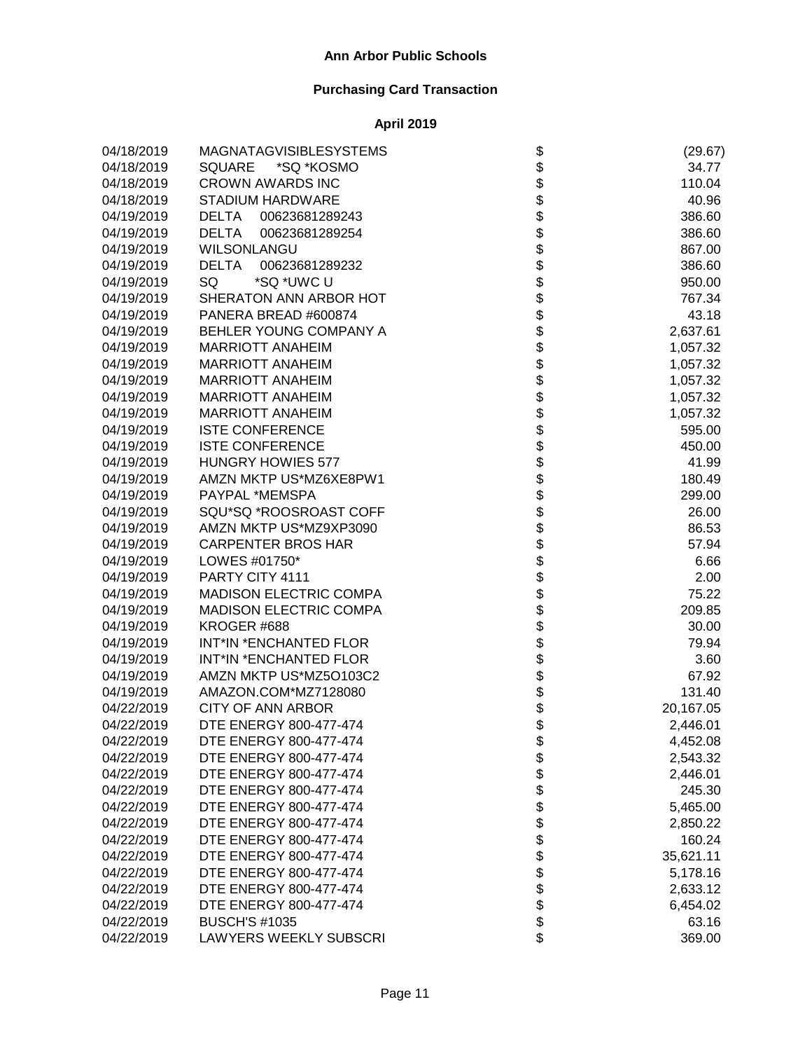# Ann Arbor Public Schools

## Purchasing Card Transaction

### April 2019

| | | | |
|---|---|---|---|
| 04/18/2019 | MAGNATAGVISIBLESYSTEMS | $ | (29.67) |
| 04/18/2019 | SQUARE *SQ *KOSMO | $ | 34.77 |
| 04/18/2019 | CROWN AWARDS INC | $ | 110.04 |
| 04/18/2019 | STADIUM HARDWARE | $ | 40.96 |
| 04/19/2019 | DELTA 00623681289243 | $ | 386.60 |
| 04/19/2019 | DELTA 00623681289254 | $ | 386.60 |
| 04/19/2019 | WILSONLANGU | $ | 867.00 |
| 04/19/2019 | DELTA 00623681289232 | $ | 386.60 |
| 04/19/2019 | SQ *SQ *UWC U | $ | 950.00 |
| 04/19/2019 | SHERATON ANN ARBOR HOT | $ | 767.34 |
| 04/19/2019 | PANERA BREAD #600874 | $ | 43.18 |
| 04/19/2019 | BEHLER YOUNG COMPANY A | $ | 2,637.61 |
| 04/19/2019 | MARRIOTT ANAHEIM | $ | 1,057.32 |
| 04/19/2019 | MARRIOTT ANAHEIM | $ | 1,057.32 |
| 04/19/2019 | MARRIOTT ANAHEIM | $ | 1,057.32 |
| 04/19/2019 | MARRIOTT ANAHEIM | $ | 1,057.32 |
| 04/19/2019 | MARRIOTT ANAHEIM | $ | 1,057.32 |
| 04/19/2019 | ISTE CONFERENCE | $ | 595.00 |
| 04/19/2019 | ISTE CONFERENCE | $ | 450.00 |
| 04/19/2019 | HUNGRY HOWIES 577 | $ | 41.99 |
| 04/19/2019 | AMZN MKTP US*MZ6XE8PW1 | $ | 180.49 |
| 04/19/2019 | PAYPAL *MEMSPA | $ | 299.00 |
| 04/19/2019 | SQU*SQ *ROOSROAST COFF | $ | 26.00 |
| 04/19/2019 | AMZN MKTP US*MZ9XP3090 | $ | 86.53 |
| 04/19/2019 | CARPENTER BROS HAR | $ | 57.94 |
| 04/19/2019 | LOWES #01750* | $ | 6.66 |
| 04/19/2019 | PARTY CITY 4111 | $ | 2.00 |
| 04/19/2019 | MADISON ELECTRIC COMPA | $ | 75.22 |
| 04/19/2019 | MADISON ELECTRIC COMPA | $ | 209.85 |
| 04/19/2019 | KROGER #688 | $ | 30.00 |
| 04/19/2019 | INT*IN *ENCHANTED FLOR | $ | 79.94 |
| 04/19/2019 | INT*IN *ENCHANTED FLOR | $ | 3.60 |
| 04/19/2019 | AMZN MKTP US*MZ5O103C2 | $ | 67.92 |
| 04/19/2019 | AMAZON.COM*MZ7128080 | $ | 131.40 |
| 04/22/2019 | CITY OF ANN ARBOR | $ | 20,167.05 |
| 04/22/2019 | DTE ENERGY 800-477-474 | $ | 2,446.01 |
| 04/22/2019 | DTE ENERGY 800-477-474 | $ | 4,452.08 |
| 04/22/2019 | DTE ENERGY 800-477-474 | $ | 2,543.32 |
| 04/22/2019 | DTE ENERGY 800-477-474 | $ | 2,446.01 |
| 04/22/2019 | DTE ENERGY 800-477-474 | $ | 245.30 |
| 04/22/2019 | DTE ENERGY 800-477-474 | $ | 5,465.00 |
| 04/22/2019 | DTE ENERGY 800-477-474 | $ | 2,850.22 |
| 04/22/2019 | DTE ENERGY 800-477-474 | $ | 160.24 |
| 04/22/2019 | DTE ENERGY 800-477-474 | $ | 35,621.11 |
| 04/22/2019 | DTE ENERGY 800-477-474 | $ | 5,178.16 |
| 04/22/2019 | DTE ENERGY 800-477-474 | $ | 2,633.12 |
| 04/22/2019 | DTE ENERGY 800-477-474 | $ | 6,454.02 |
| 04/22/2019 | BUSCH'S #1035 | $ | 63.16 |
| 04/22/2019 | LAWYERS WEEKLY SUBSCRI | $ | 369.00 |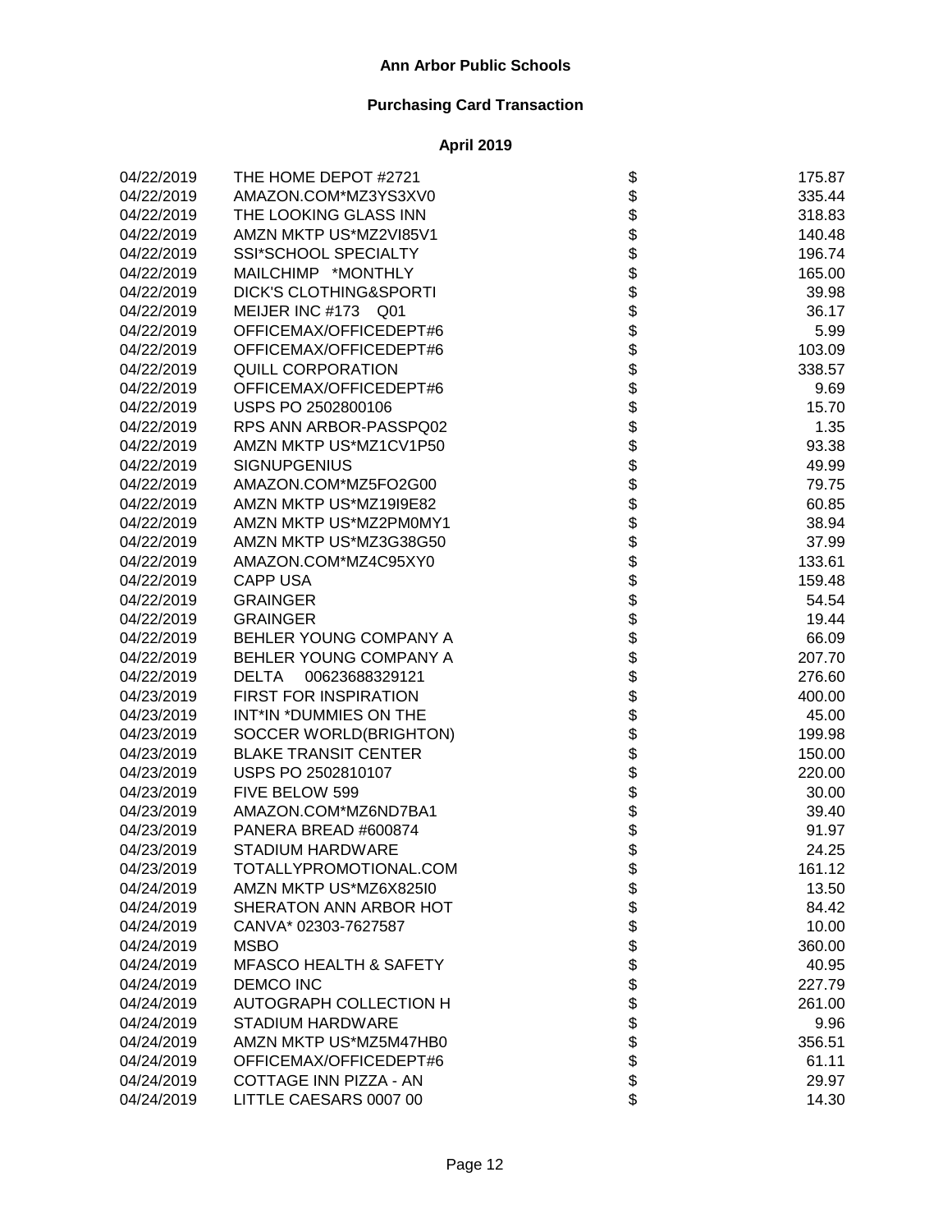# Ann Arbor Public Schools

## Purchasing Card Transaction

### April 2019

| Date | Vendor | | Amount |
|---|---|---|---|
| 04/22/2019 | THE HOME DEPOT #2721 | $ | 175.87 |
| 04/22/2019 | AMAZON.COM*MZ3YS3XV0 | $ | 335.44 |
| 04/22/2019 | THE LOOKING GLASS INN | $ | 318.83 |
| 04/22/2019 | AMZN MKTP US*MZ2VI85V1 | $ | 140.48 |
| 04/22/2019 | SSI*SCHOOL SPECIALTY | $ | 196.74 |
| 04/22/2019 | MAILCHIMP *MONTHLY | $ | 165.00 |
| 04/22/2019 | DICK'S CLOTHING&SPORTI | $ | 39.98 |
| 04/22/2019 | MEIJER INC #173 Q01 | $ | 36.17 |
| 04/22/2019 | OFFICEMAX/OFFICEDEPT#6 | $ | 5.99 |
| 04/22/2019 | OFFICEMAX/OFFICEDEPT#6 | $ | 103.09 |
| 04/22/2019 | QUILL CORPORATION | $ | 338.57 |
| 04/22/2019 | OFFICEMAX/OFFICEDEPT#6 | $ | 9.69 |
| 04/22/2019 | USPS PO 2502800106 | $ | 15.70 |
| 04/22/2019 | RPS ANN ARBOR-PASSPQ02 | $ | 1.35 |
| 04/22/2019 | AMZN MKTP US*MZ1CV1P50 | $ | 93.38 |
| 04/22/2019 | SIGNUPGENIUS | $ | 49.99 |
| 04/22/2019 | AMAZON.COM*MZ5FO2G00 | $ | 79.75 |
| 04/22/2019 | AMZN MKTP US*MZ19I9E82 | $ | 60.85 |
| 04/22/2019 | AMZN MKTP US*MZ2PM0MY1 | $ | 38.94 |
| 04/22/2019 | AMZN MKTP US*MZ3G38G50 | $ | 37.99 |
| 04/22/2019 | AMAZON.COM*MZ4C95XY0 | $ | 133.61 |
| 04/22/2019 | CAPP USA | $ | 159.48 |
| 04/22/2019 | GRAINGER | $ | 54.54 |
| 04/22/2019 | GRAINGER | $ | 19.44 |
| 04/22/2019 | BEHLER YOUNG COMPANY A | $ | 66.09 |
| 04/22/2019 | BEHLER YOUNG COMPANY A | $ | 207.70 |
| 04/22/2019 | DELTA 00623688329121 | $ | 276.60 |
| 04/23/2019 | FIRST FOR INSPIRATION | $ | 400.00 |
| 04/23/2019 | INT*IN *DUMMIES ON THE | $ | 45.00 |
| 04/23/2019 | SOCCER WORLD(BRIGHTON) | $ | 199.98 |
| 04/23/2019 | BLAKE TRANSIT CENTER | $ | 150.00 |
| 04/23/2019 | USPS PO 2502810107 | $ | 220.00 |
| 04/23/2019 | FIVE BELOW 599 | $ | 30.00 |
| 04/23/2019 | AMAZON.COM*MZ6ND7BA1 | $ | 39.40 |
| 04/23/2019 | PANERA BREAD #600874 | $ | 91.97 |
| 04/23/2019 | STADIUM HARDWARE | $ | 24.25 |
| 04/23/2019 | TOTALLYPROMOTIONAL.COM | $ | 161.12 |
| 04/24/2019 | AMZN MKTP US*MZ6X825I0 | $ | 13.50 |
| 04/24/2019 | SHERATON ANN ARBOR HOT | $ | 84.42 |
| 04/24/2019 | CANVA* 02303-7627587 | $ | 10.00 |
| 04/24/2019 | MSBO | $ | 360.00 |
| 04/24/2019 | MFASCO HEALTH & SAFETY | $ | 40.95 |
| 04/24/2019 | DEMCO INC | $ | 227.79 |
| 04/24/2019 | AUTOGRAPH COLLECTION H | $ | 261.00 |
| 04/24/2019 | STADIUM HARDWARE | $ | 9.96 |
| 04/24/2019 | AMZN MKTP US*MZ5M47HB0 | $ | 356.51 |
| 04/24/2019 | OFFICEMAX/OFFICEDEPT#6 | $ | 61.11 |
| 04/24/2019 | COTTAGE INN PIZZA - AN | $ | 29.97 |
| 04/24/2019 | LITTLE CAESARS 0007 00 | $ | 14.30 |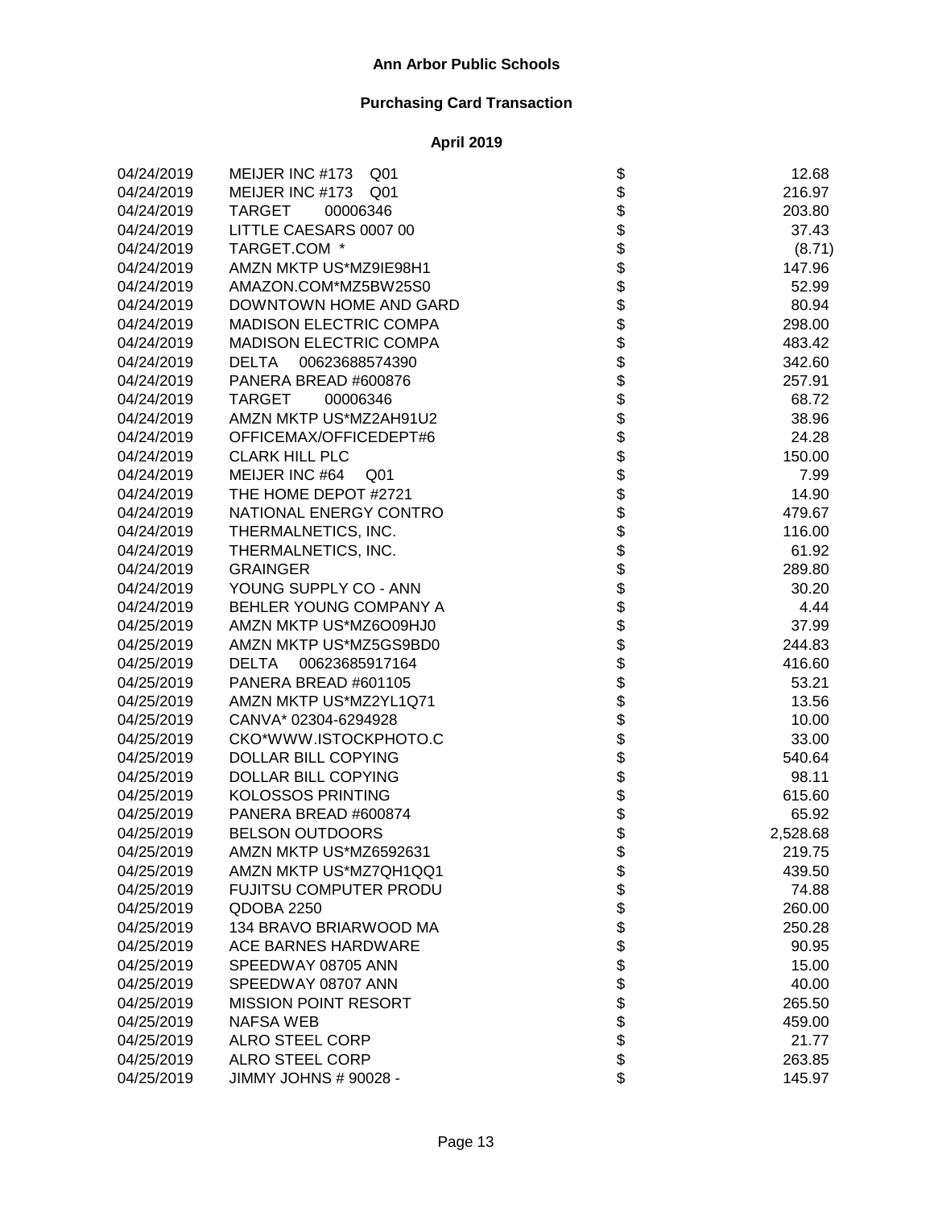# Ann Arbor Public Schools

## Purchasing Card Transaction

### April 2019

| Date | Vendor | | Amount |
|---|---|---|---|
| 04/24/2019 | MEIJER INC #173 Q01 | $ | 12.68 |
| 04/24/2019 | MEIJER INC #173 Q01 | $ | 216.97 |
| 04/24/2019 | TARGET 00006346 | $ | 203.80 |
| 04/24/2019 | LITTLE CAESARS 0007 00 | $ | 37.43 |
| 04/24/2019 | TARGET.COM * | $ | (8.71) |
| 04/24/2019 | AMZN MKTP US*MZ9IE98H1 | $ | 147.96 |
| 04/24/2019 | AMAZON.COM*MZ5BW25S0 | $ | 52.99 |
| 04/24/2019 | DOWNTOWN HOME AND GARD | $ | 80.94 |
| 04/24/2019 | MADISON ELECTRIC COMPA | $ | 298.00 |
| 04/24/2019 | MADISON ELECTRIC COMPA | $ | 483.42 |
| 04/24/2019 | DELTA 00623688574390 | $ | 342.60 |
| 04/24/2019 | PANERA BREAD #600876 | $ | 257.91 |
| 04/24/2019 | TARGET 00006346 | $ | 68.72 |
| 04/24/2019 | AMZN MKTP US*MZ2AH91U2 | $ | 38.96 |
| 04/24/2019 | OFFICEMAX/OFFICEDEPT#6 | $ | 24.28 |
| 04/24/2019 | CLARK HILL PLC | $ | 150.00 |
| 04/24/2019 | MEIJER INC #64 Q01 | $ | 7.99 |
| 04/24/2019 | THE HOME DEPOT #2721 | $ | 14.90 |
| 04/24/2019 | NATIONAL ENERGY CONTRO | $ | 479.67 |
| 04/24/2019 | THERMALNETICS, INC. | $ | 116.00 |
| 04/24/2019 | THERMALNETICS, INC. | $ | 61.92 |
| 04/24/2019 | GRAINGER | $ | 289.80 |
| 04/24/2019 | YOUNG SUPPLY CO - ANN | $ | 30.20 |
| 04/24/2019 | BEHLER YOUNG COMPANY A | $ | 4.44 |
| 04/25/2019 | AMZN MKTP US*MZ6O09HJ0 | $ | 37.99 |
| 04/25/2019 | AMZN MKTP US*MZ5GS9BD0 | $ | 244.83 |
| 04/25/2019 | DELTA 00623685917164 | $ | 416.60 |
| 04/25/2019 | PANERA BREAD #601105 | $ | 53.21 |
| 04/25/2019 | AMZN MKTP US*MZ2YL1Q71 | $ | 13.56 |
| 04/25/2019 | CANVA* 02304-6294928 | $ | 10.00 |
| 04/25/2019 | CKO*WWW.ISTOCKPHOTO.C | $ | 33.00 |
| 04/25/2019 | DOLLAR BILL COPYING | $ | 540.64 |
| 04/25/2019 | DOLLAR BILL COPYING | $ | 98.11 |
| 04/25/2019 | KOLOSSOS PRINTING | $ | 615.60 |
| 04/25/2019 | PANERA BREAD #600874 | $ | 65.92 |
| 04/25/2019 | BELSON OUTDOORS | $ | 2,528.68 |
| 04/25/2019 | AMZN MKTP US*MZ6592631 | $ | 219.75 |
| 04/25/2019 | AMZN MKTP US*MZ7QH1QQ1 | $ | 439.50 |
| 04/25/2019 | FUJITSU COMPUTER PRODU | $ | 74.88 |
| 04/25/2019 | QDOBA 2250 | $ | 260.00 |
| 04/25/2019 | 134 BRAVO BRIARWOOD MA | $ | 250.28 |
| 04/25/2019 | ACE BARNES HARDWARE | $ | 90.95 |
| 04/25/2019 | SPEEDWAY 08705 ANN | $ | 15.00 |
| 04/25/2019 | SPEEDWAY 08707 ANN | $ | 40.00 |
| 04/25/2019 | MISSION POINT RESORT | $ | 265.50 |
| 04/25/2019 | NAFSA WEB | $ | 459.00 |
| 04/25/2019 | ALRO STEEL CORP | $ | 21.77 |
| 04/25/2019 | ALRO STEEL CORP | $ | 263.85 |
| 04/25/2019 | JIMMY JOHNS # 90028 - | $ | 145.97 |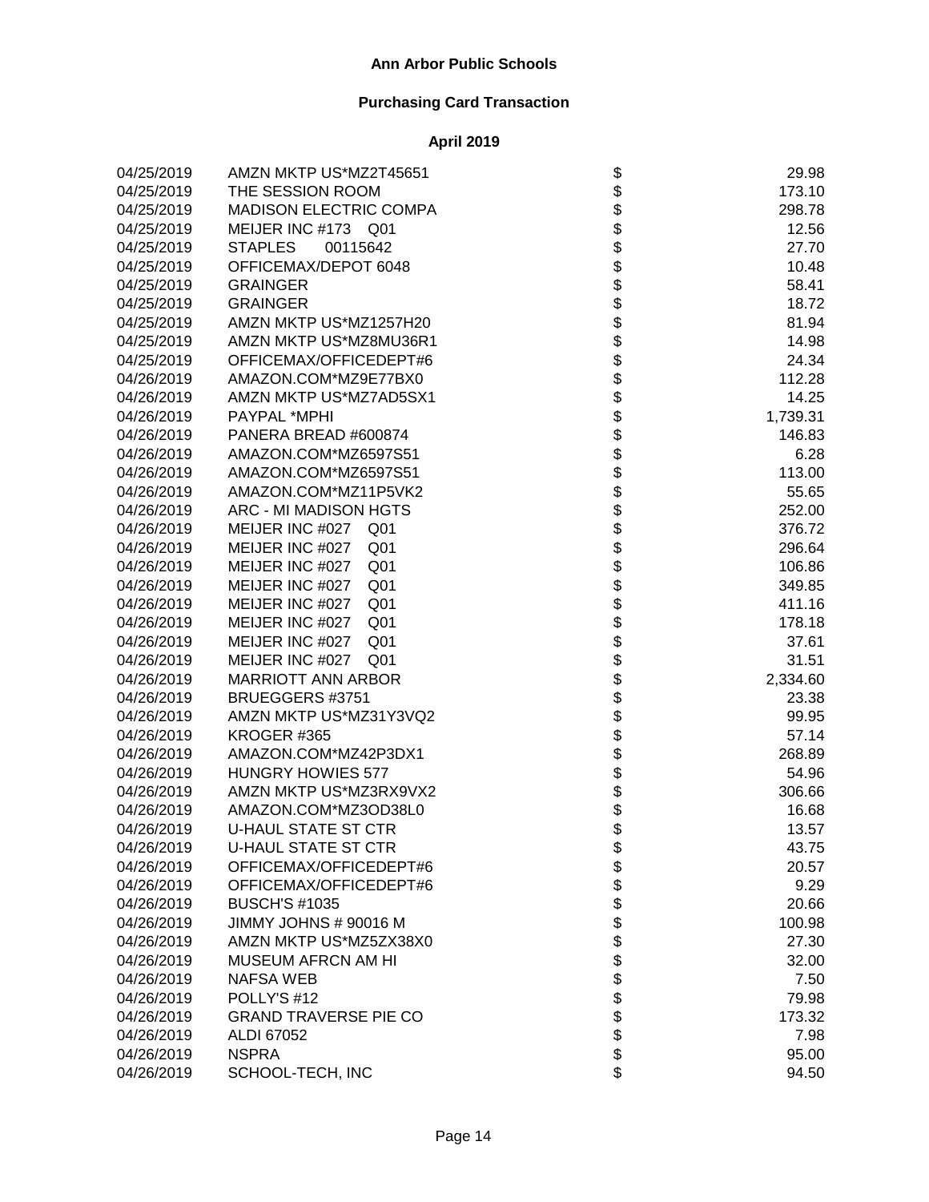# Ann Arbor Public Schools

## Purchasing Card Transaction

### April 2019

| Date | Vendor | | Amount |
|---|---|---|---|
| 04/25/2019 | AMZN MKTP US*MZ2T45651 | $ | 29.98 |
| 04/25/2019 | THE SESSION ROOM | $ | 173.10 |
| 04/25/2019 | MADISON ELECTRIC COMPA | $ | 298.78 |
| 04/25/2019 | MEIJER INC #173 Q01 | $ | 12.56 |
| 04/25/2019 | STAPLES 00115642 | $ | 27.70 |
| 04/25/2019 | OFFICEMAX/DEPOT 6048 | $ | 10.48 |
| 04/25/2019 | GRAINGER | $ | 58.41 |
| 04/25/2019 | GRAINGER | $ | 18.72 |
| 04/25/2019 | AMZN MKTP US*MZ1257H20 | $ | 81.94 |
| 04/25/2019 | AMZN MKTP US*MZ8MU36R1 | $ | 14.98 |
| 04/25/2019 | OFFICEMAX/OFFICEDEPT#6 | $ | 24.34 |
| 04/26/2019 | AMAZON.COM*MZ9E77BX0 | $ | 112.28 |
| 04/26/2019 | AMZN MKTP US*MZ7AD5SX1 | $ | 14.25 |
| 04/26/2019 | PAYPAL *MPHI | $ | 1,739.31 |
| 04/26/2019 | PANERA BREAD #600874 | $ | 146.83 |
| 04/26/2019 | AMAZON.COM*MZ6597S51 | $ | 6.28 |
| 04/26/2019 | AMAZON.COM*MZ6597S51 | $ | 113.00 |
| 04/26/2019 | AMAZON.COM*MZ11P5VK2 | $ | 55.65 |
| 04/26/2019 | ARC - MI MADISON HGTS | $ | 252.00 |
| 04/26/2019 | MEIJER INC #027 Q01 | $ | 376.72 |
| 04/26/2019 | MEIJER INC #027 Q01 | $ | 296.64 |
| 04/26/2019 | MEIJER INC #027 Q01 | $ | 106.86 |
| 04/26/2019 | MEIJER INC #027 Q01 | $ | 349.85 |
| 04/26/2019 | MEIJER INC #027 Q01 | $ | 411.16 |
| 04/26/2019 | MEIJER INC #027 Q01 | $ | 178.18 |
| 04/26/2019 | MEIJER INC #027 Q01 | $ | 37.61 |
| 04/26/2019 | MEIJER INC #027 Q01 | $ | 31.51 |
| 04/26/2019 | MARRIOTT ANN ARBOR | $ | 2,334.60 |
| 04/26/2019 | BRUEGGERS #3751 | $ | 23.38 |
| 04/26/2019 | AMZN MKTP US*MZ31Y3VQ2 | $ | 99.95 |
| 04/26/2019 | KROGER #365 | $ | 57.14 |
| 04/26/2019 | AMAZON.COM*MZ42P3DX1 | $ | 268.89 |
| 04/26/2019 | HUNGRY HOWIES 577 | $ | 54.96 |
| 04/26/2019 | AMZN MKTP US*MZ3RX9VX2 | $ | 306.66 |
| 04/26/2019 | AMAZON.COM*MZ3OD38L0 | $ | 16.68 |
| 04/26/2019 | U-HAUL STATE ST CTR | $ | 13.57 |
| 04/26/2019 | U-HAUL STATE ST CTR | $ | 43.75 |
| 04/26/2019 | OFFICEMAX/OFFICEDEPT#6 | $ | 20.57 |
| 04/26/2019 | OFFICEMAX/OFFICEDEPT#6 | $ | 9.29 |
| 04/26/2019 | BUSCH'S #1035 | $ | 20.66 |
| 04/26/2019 | JIMMY JOHNS # 90016 M | $ | 100.98 |
| 04/26/2019 | AMZN MKTP US*MZ5ZX38X0 | $ | 27.30 |
| 04/26/2019 | MUSEUM AFRCN AM HI | $ | 32.00 |
| 04/26/2019 | NAFSA WEB | $ | 7.50 |
| 04/26/2019 | POLLY'S #12 | $ | 79.98 |
| 04/26/2019 | GRAND TRAVERSE PIE CO | $ | 173.32 |
| 04/26/2019 | ALDI 67052 | $ | 7.98 |
| 04/26/2019 | NSPRA | $ | 95.00 |
| 04/26/2019 | SCHOOL-TECH, INC | $ | 94.50 |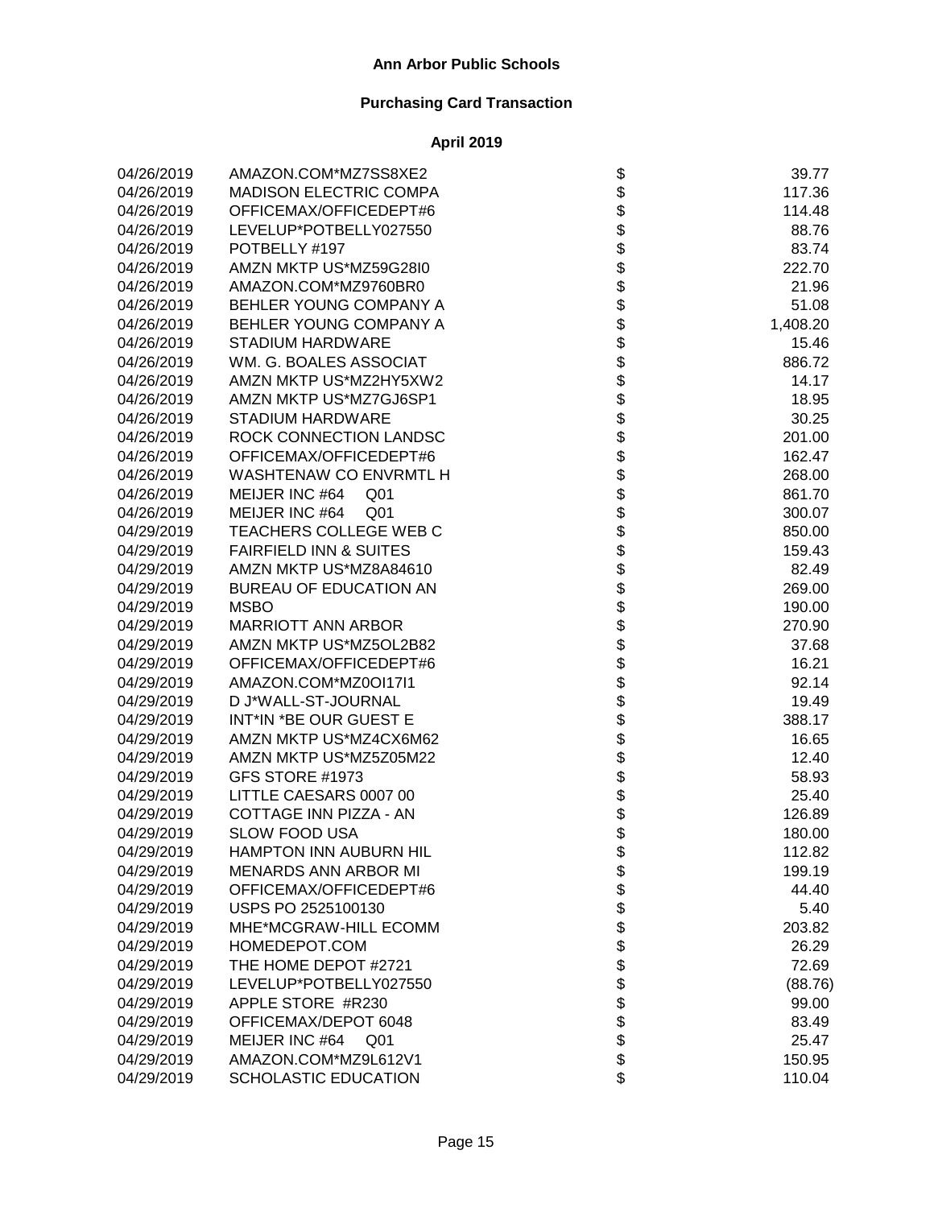# Ann Arbor Public Schools

## Purchasing Card Transaction

### April 2019

| Date | Vendor | | Amount |
|---|---|---|---|
| 04/26/2019 | AMAZON.COM*MZ7SS8XE2 | $ | 39.77 |
| 04/26/2019 | MADISON ELECTRIC COMPA | $ | 117.36 |
| 04/26/2019 | OFFICEMAX/OFFICEDEPT#6 | $ | 114.48 |
| 04/26/2019 | LEVELUP*POTBELLY027550 | $ | 88.76 |
| 04/26/2019 | POTBELLY #197 | $ | 83.74 |
| 04/26/2019 | AMZN MKTP US*MZ59G28I0 | $ | 222.70 |
| 04/26/2019 | AMAZON.COM*MZ9760BR0 | $ | 21.96 |
| 04/26/2019 | BEHLER YOUNG COMPANY A | $ | 51.08 |
| 04/26/2019 | BEHLER YOUNG COMPANY A | $ | 1,408.20 |
| 04/26/2019 | STADIUM HARDWARE | $ | 15.46 |
| 04/26/2019 | WM. G. BOALES ASSOCIAT | $ | 886.72 |
| 04/26/2019 | AMZN MKTP US*MZ2HY5XW2 | $ | 14.17 |
| 04/26/2019 | AMZN MKTP US*MZ7GJ6SP1 | $ | 18.95 |
| 04/26/2019 | STADIUM HARDWARE | $ | 30.25 |
| 04/26/2019 | ROCK CONNECTION LANDSC | $ | 201.00 |
| 04/26/2019 | OFFICEMAX/OFFICEDEPT#6 | $ | 162.47 |
| 04/26/2019 | WASHTENAW CO ENVRMTL H | $ | 268.00 |
| 04/26/2019 | MEIJER INC #64 Q01 | $ | 861.70 |
| 04/26/2019 | MEIJER INC #64 Q01 | $ | 300.07 |
| 04/29/2019 | TEACHERS COLLEGE WEB C | $ | 850.00 |
| 04/29/2019 | FAIRFIELD INN & SUITES | $ | 159.43 |
| 04/29/2019 | AMZN MKTP US*MZ8A84610 | $ | 82.49 |
| 04/29/2019 | BUREAU OF EDUCATION AN | $ | 269.00 |
| 04/29/2019 | MSBO | $ | 190.00 |
| 04/29/2019 | MARRIOTT ANN ARBOR | $ | 270.90 |
| 04/29/2019 | AMZN MKTP US*MZ5OL2B82 | $ | 37.68 |
| 04/29/2019 | OFFICEMAX/OFFICEDEPT#6 | $ | 16.21 |
| 04/29/2019 | AMAZON.COM*MZ0OI17I1 | $ | 92.14 |
| 04/29/2019 | D J*WALL-ST-JOURNAL | $ | 19.49 |
| 04/29/2019 | INT*IN *BE OUR GUEST E | $ | 388.17 |
| 04/29/2019 | AMZN MKTP US*MZ4CX6M62 | $ | 16.65 |
| 04/29/2019 | AMZN MKTP US*MZ5Z05M22 | $ | 12.40 |
| 04/29/2019 | GFS STORE #1973 | $ | 58.93 |
| 04/29/2019 | LITTLE CAESARS 0007 00 | $ | 25.40 |
| 04/29/2019 | COTTAGE INN PIZZA - AN | $ | 126.89 |
| 04/29/2019 | SLOW FOOD USA | $ | 180.00 |
| 04/29/2019 | HAMPTON INN AUBURN HIL | $ | 112.82 |
| 04/29/2019 | MENARDS ANN ARBOR MI | $ | 199.19 |
| 04/29/2019 | OFFICEMAX/OFFICEDEPT#6 | $ | 44.40 |
| 04/29/2019 | USPS PO 2525100130 | $ | 5.40 |
| 04/29/2019 | MHE*MCGRAW-HILL ECOMM | $ | 203.82 |
| 04/29/2019 | HOMEDEPOT.COM | $ | 26.29 |
| 04/29/2019 | THE HOME DEPOT #2721 | $ | 72.69 |
| 04/29/2019 | LEVELUP*POTBELLY027550 | $ | (88.76) |
| 04/29/2019 | APPLE STORE #R230 | $ | 99.00 |
| 04/29/2019 | OFFICEMAX/DEPOT 6048 | $ | 83.49 |
| 04/29/2019 | MEIJER INC #64 Q01 | $ | 25.47 |
| 04/29/2019 | AMAZON.COM*MZ9L612V1 | $ | 150.95 |
| 04/29/2019 | SCHOLASTIC EDUCATION | $ | 110.04 |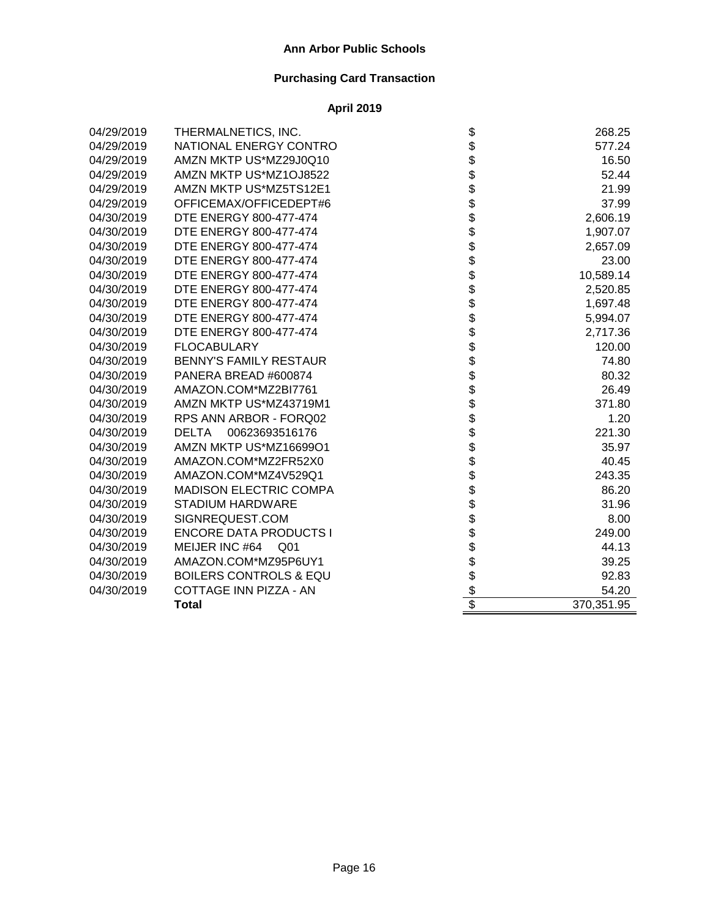**Ann Arbor Public Schools**

**Purchasing Card Transaction**

**April 2019**

| | | | |
|---|---|---|---|
| 04/29/2019 | THERMALNETICS, INC. | $ | 268.25 |
| 04/29/2019 | NATIONAL ENERGY CONTRO | $ | 577.24 |
| 04/29/2019 | AMZN MKTP US*MZ29J0Q10 | $ | 16.50 |
| 04/29/2019 | AMZN MKTP US*MZ1OJ8522 | $ | 52.44 |
| 04/29/2019 | AMZN MKTP US*MZ5TS12E1 | $ | 21.99 |
| 04/29/2019 | OFFICEMAX/OFFICEDEPT#6 | $ | 37.99 |
| 04/30/2019 | DTE ENERGY 800-477-474 | $ | 2,606.19 |
| 04/30/2019 | DTE ENERGY 800-477-474 | $ | 1,907.07 |
| 04/30/2019 | DTE ENERGY 800-477-474 | $ | 2,657.09 |
| 04/30/2019 | DTE ENERGY 800-477-474 | $ | 23.00 |
| 04/30/2019 | DTE ENERGY 800-477-474 | $ | 10,589.14 |
| 04/30/2019 | DTE ENERGY 800-477-474 | $ | 2,520.85 |
| 04/30/2019 | DTE ENERGY 800-477-474 | $ | 1,697.48 |
| 04/30/2019 | DTE ENERGY 800-477-474 | $ | 5,994.07 |
| 04/30/2019 | DTE ENERGY 800-477-474 | $ | 2,717.36 |
| 04/30/2019 | FLOCABULARY | $ | 120.00 |
| 04/30/2019 | BENNY'S FAMILY RESTAUR | $ | 74.80 |
| 04/30/2019 | PANERA BREAD #600874 | $ | 80.32 |
| 04/30/2019 | AMAZON.COM*MZ2BI7761 | $ | 26.49 |
| 04/30/2019 | AMZN MKTP US*MZ43719M1 | $ | 371.80 |
| 04/30/2019 | RPS ANN ARBOR - FORQ02 | $ | 1.20 |
| 04/30/2019 | DELTA 00623693516176 | $ | 221.30 |
| 04/30/2019 | AMZN MKTP US*MZ16699O1 | $ | 35.97 |
| 04/30/2019 | AMAZON.COM*MZ2FR52X0 | $ | 40.45 |
| 04/30/2019 | AMAZON.COM*MZ4V529Q1 | $ | 243.35 |
| 04/30/2019 | MADISON ELECTRIC COMPA | $ | 86.20 |
| 04/30/2019 | STADIUM HARDWARE | $ | 31.96 |
| 04/30/2019 | SIGNREQUEST.COM | $ | 8.00 |
| 04/30/2019 | ENCORE DATA PRODUCTS I | $ | 249.00 |
| 04/30/2019 | MEIJER INC #64 Q01 | $ | 44.13 |
| 04/30/2019 | AMAZON.COM*MZ95P6UY1 | $ | 39.25 |
| 04/30/2019 | BOILERS CONTROLS & EQU | $ | 92.83 |
| 04/30/2019 | COTTAGE INN PIZZA - AN | $ | 54.20 |
| | **Total** | $ | 370,351.95 |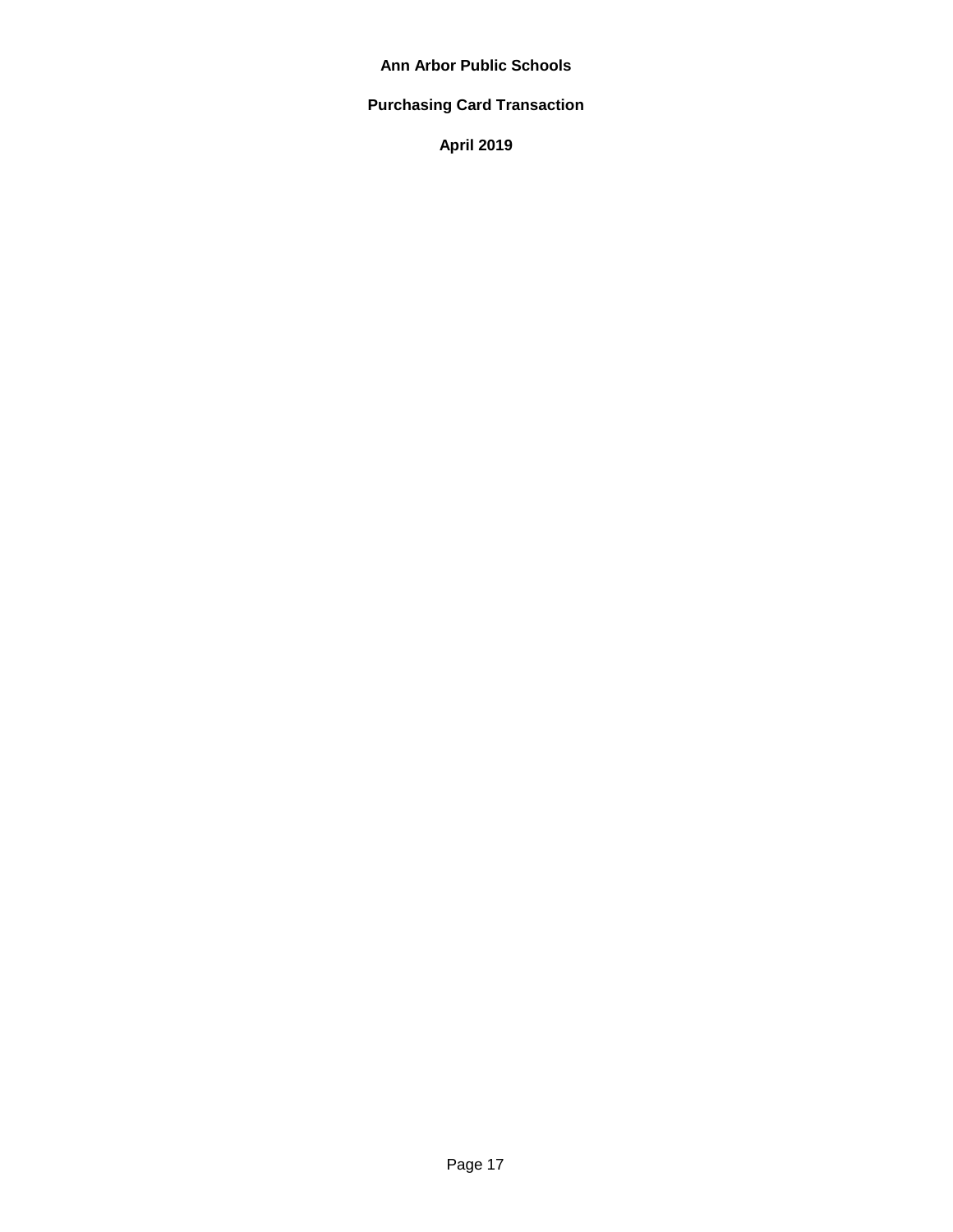**Ann Arbor Public Schools**

**Purchasing Card Transaction**

**April 2019**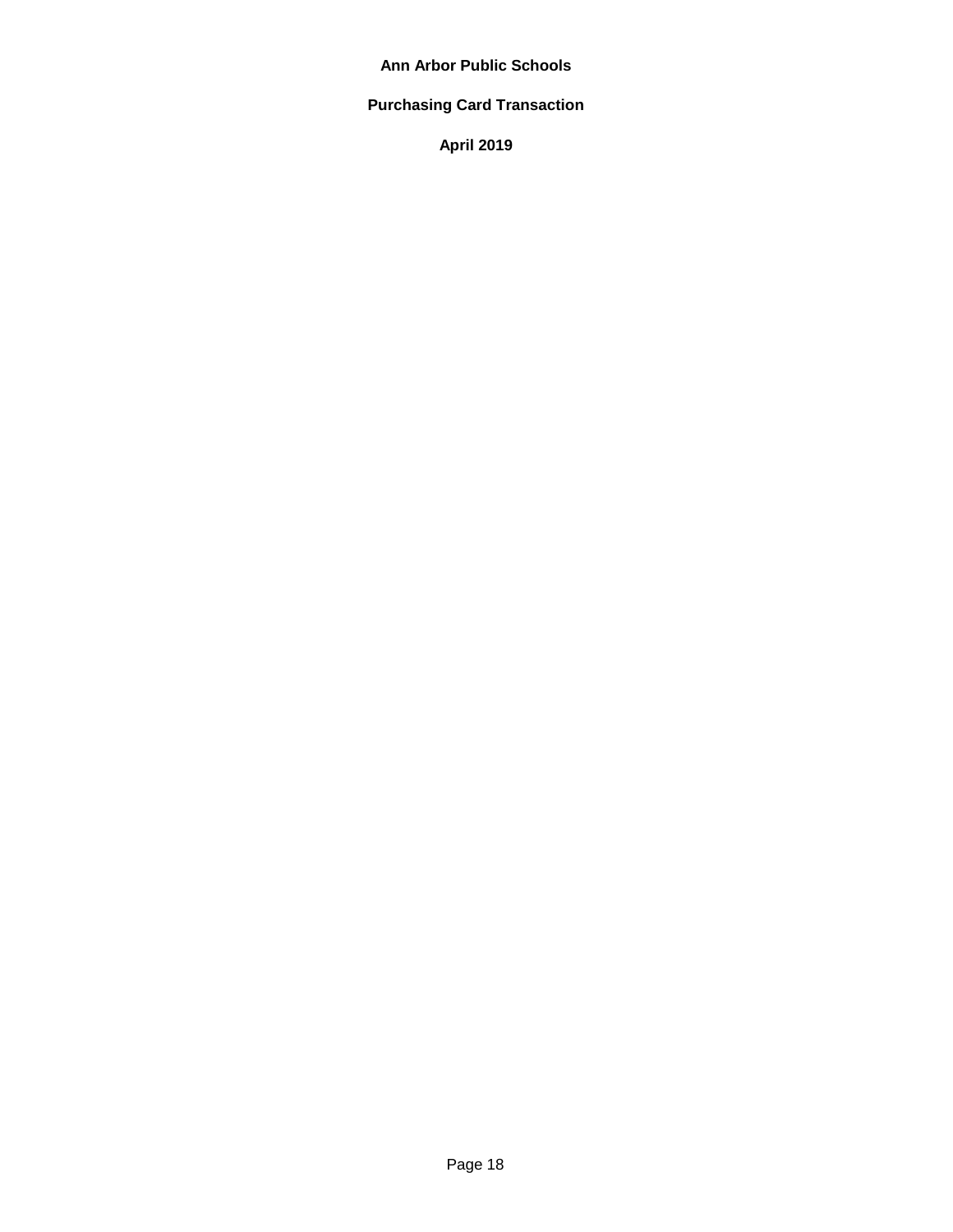**Ann Arbor Public Schools**

**Purchasing Card Transaction**

**April 2019**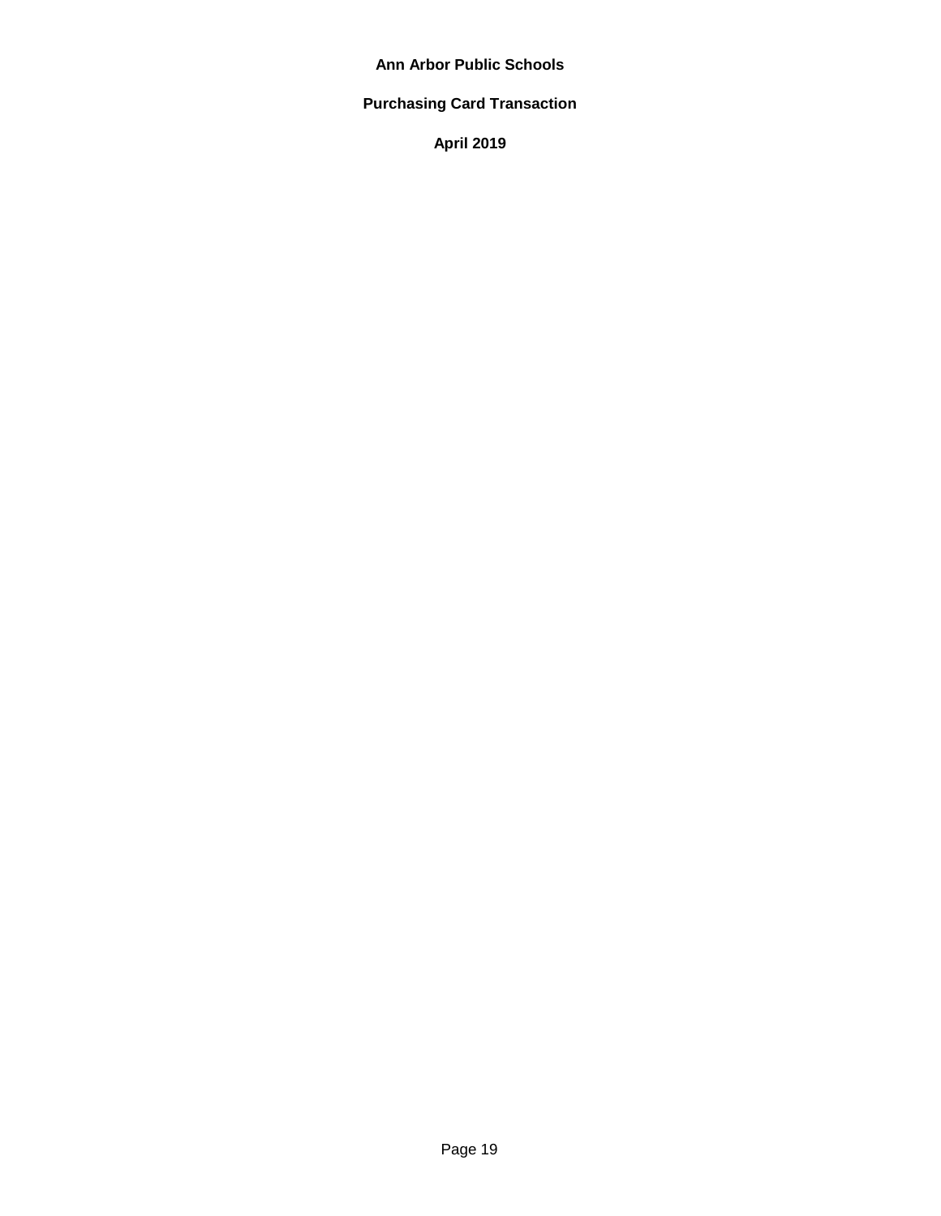**Ann Arbor Public Schools**

**Purchasing Card Transaction**

**April 2019**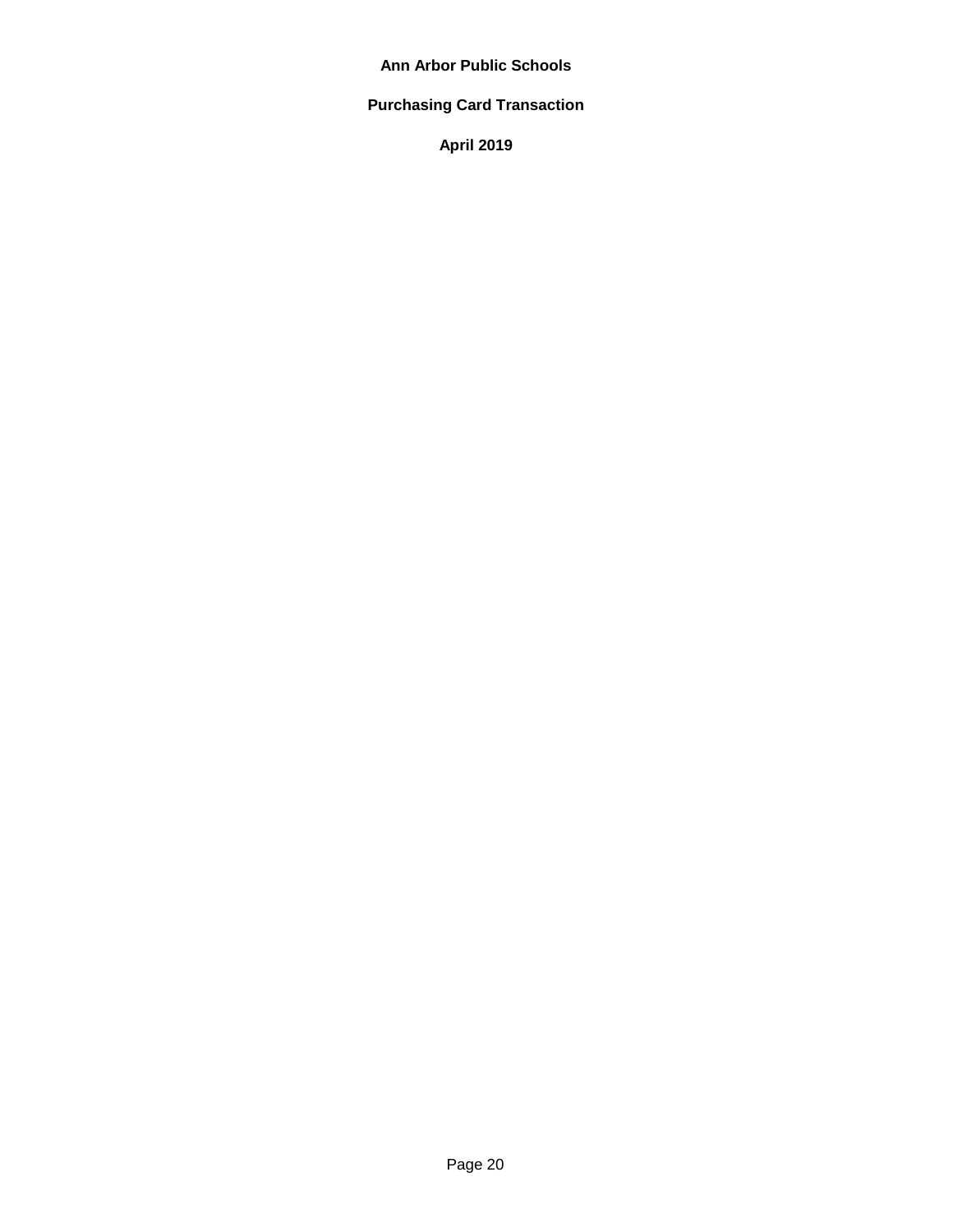**Ann Arbor Public Schools**

**Purchasing Card Transaction**

**April 2019**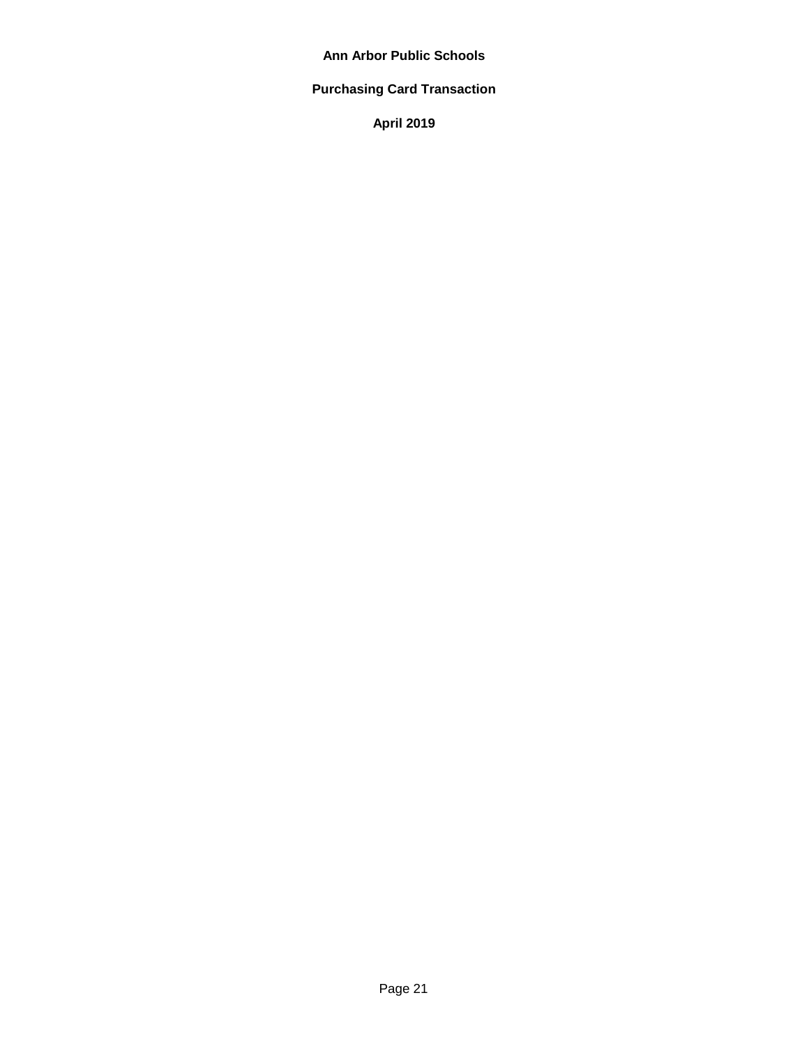**Ann Arbor Public Schools**

**Purchasing Card Transaction**

**April 2019**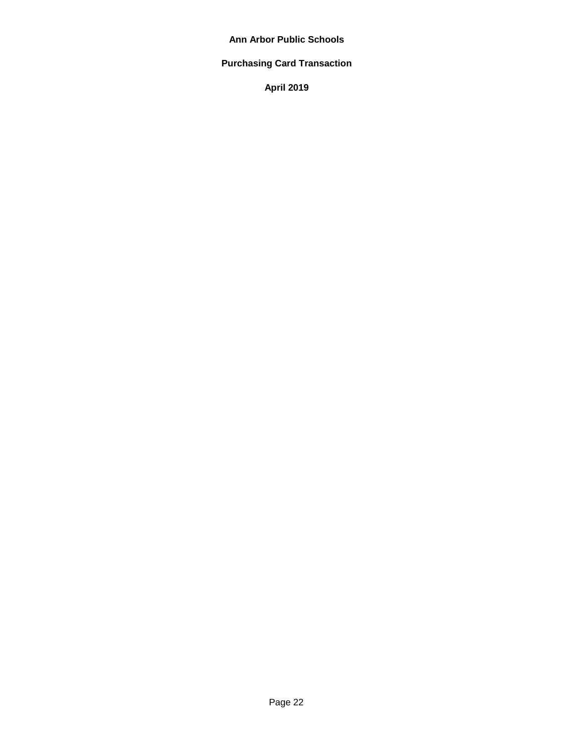**Ann Arbor Public Schools**

**Purchasing Card Transaction**

**April 2019**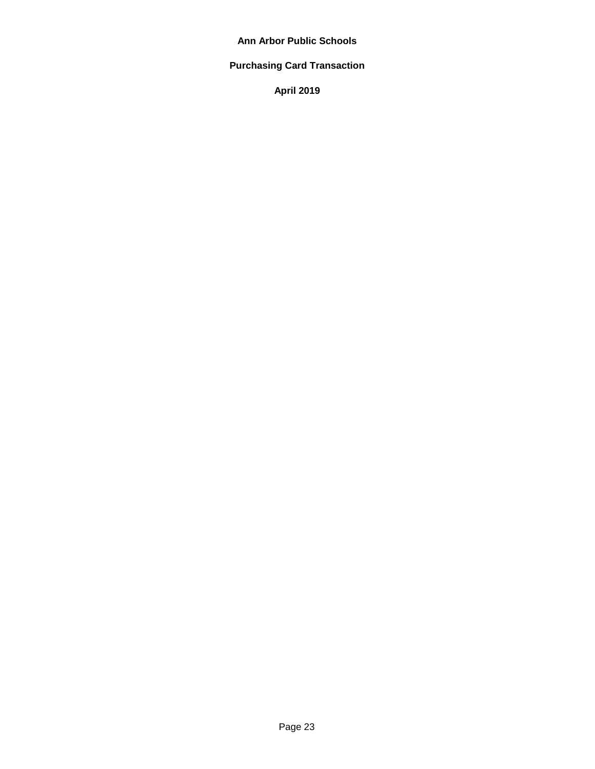**Ann Arbor Public Schools**

**Purchasing Card Transaction**

**April 2019**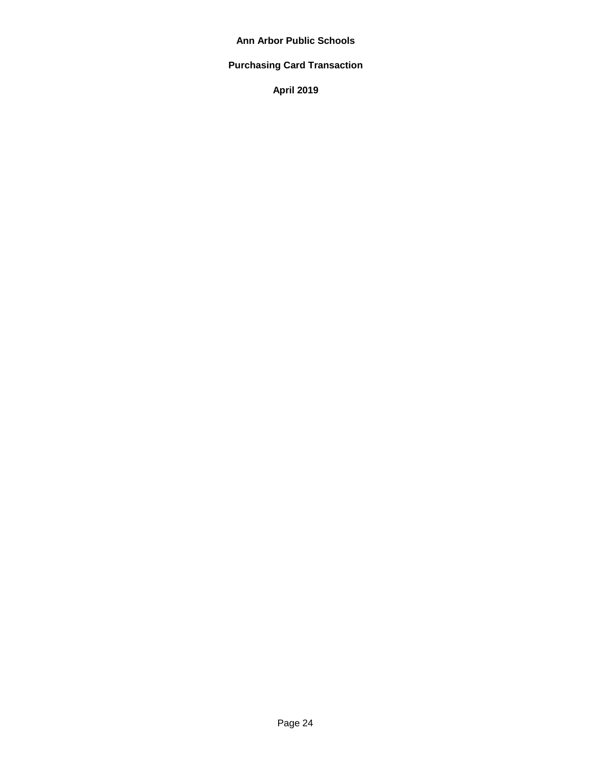**Ann Arbor Public Schools**

**Purchasing Card Transaction**

**April 2019**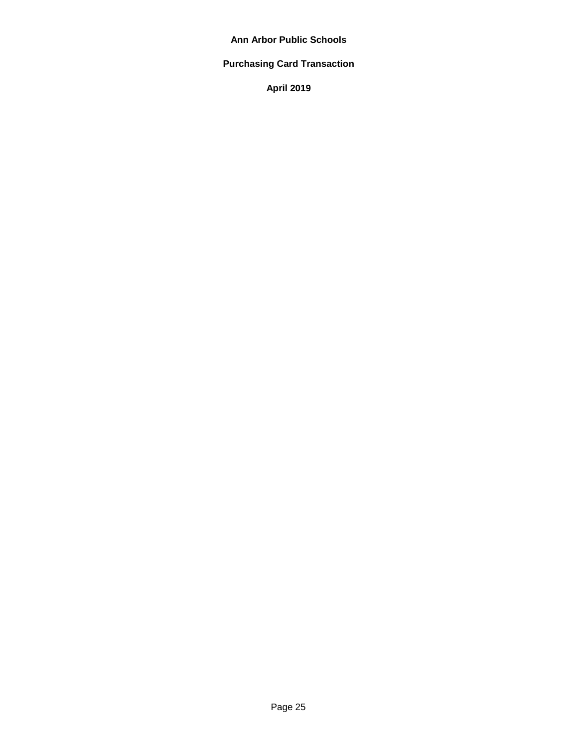**Ann Arbor Public Schools**

**Purchasing Card Transaction**

**April 2019**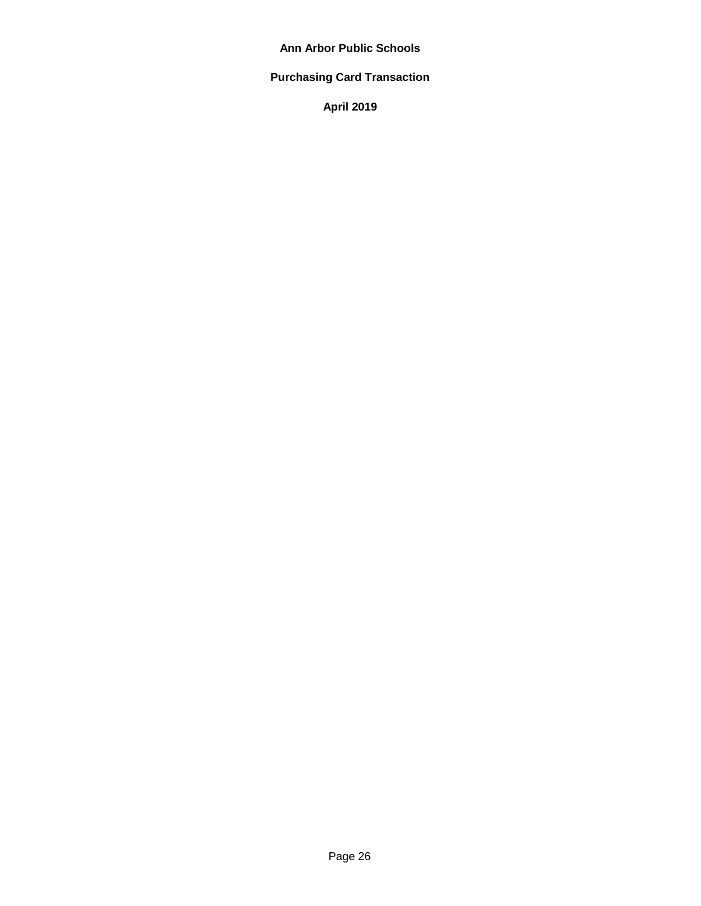**Ann Arbor Public Schools**

**Purchasing Card Transaction**

**April 2019**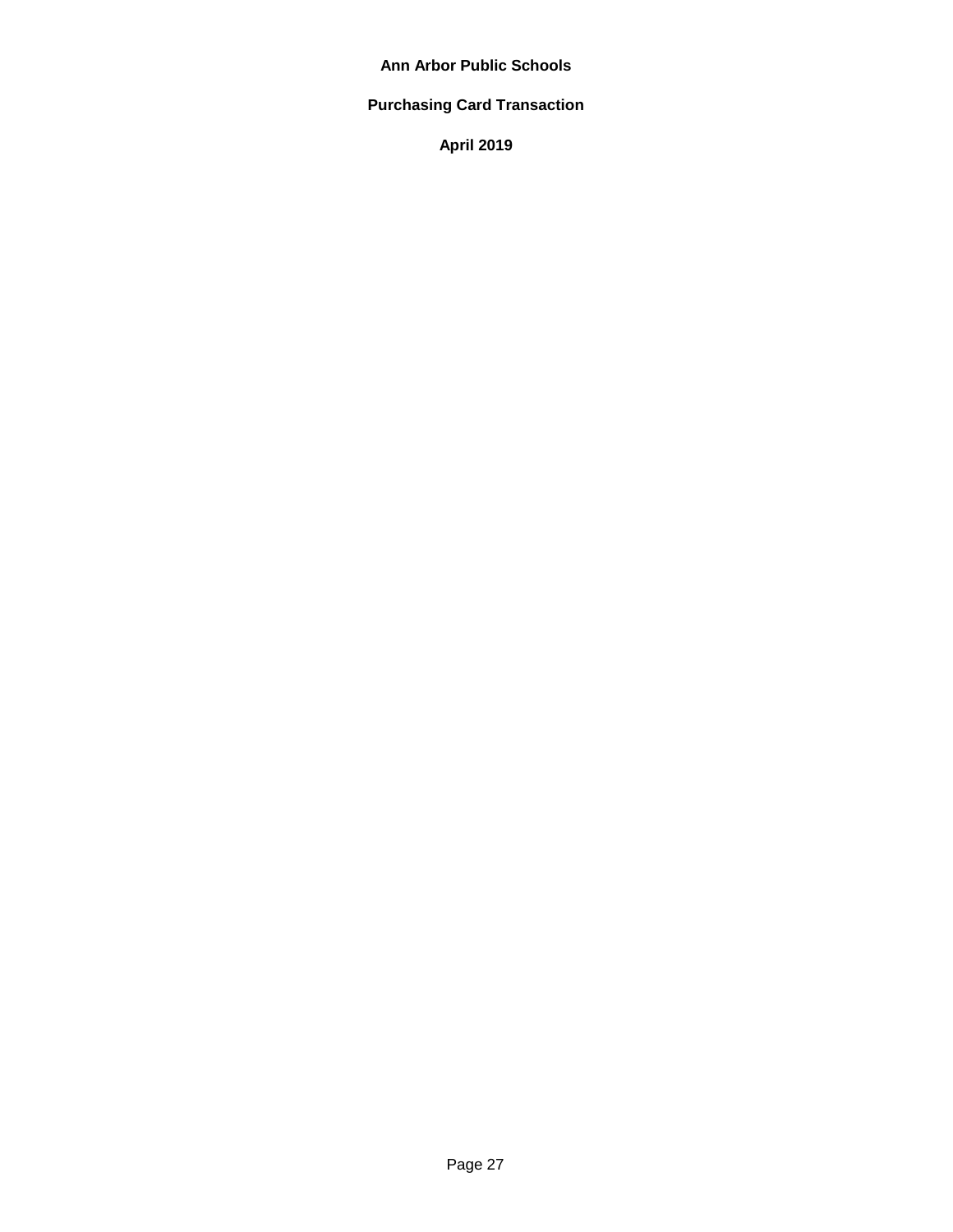**Ann Arbor Public Schools**

**Purchasing Card Transaction**

**April 2019**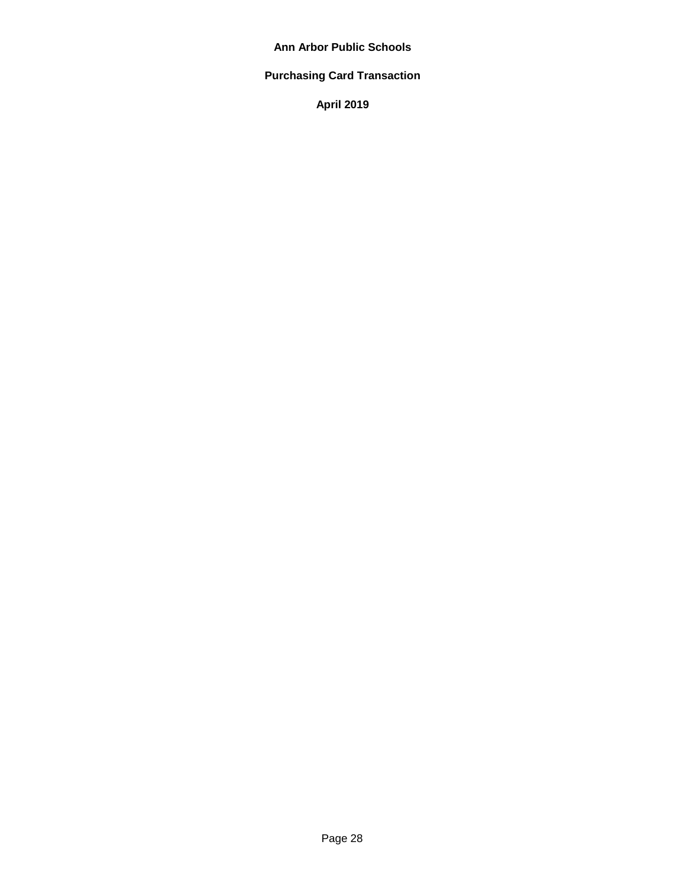**Ann Arbor Public Schools**

**Purchasing Card Transaction**

**April 2019**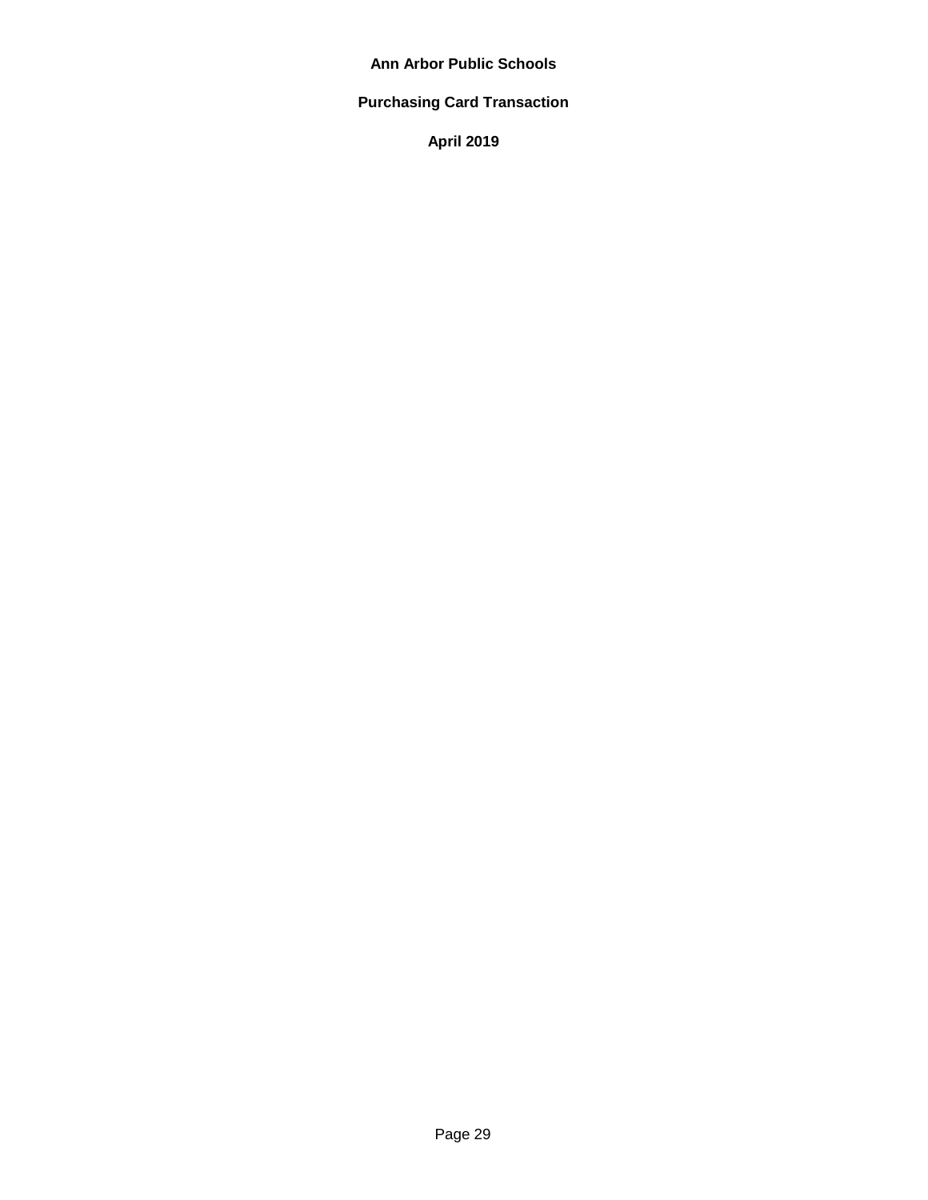**Ann Arbor Public Schools**

**Purchasing Card Transaction**

**April 2019**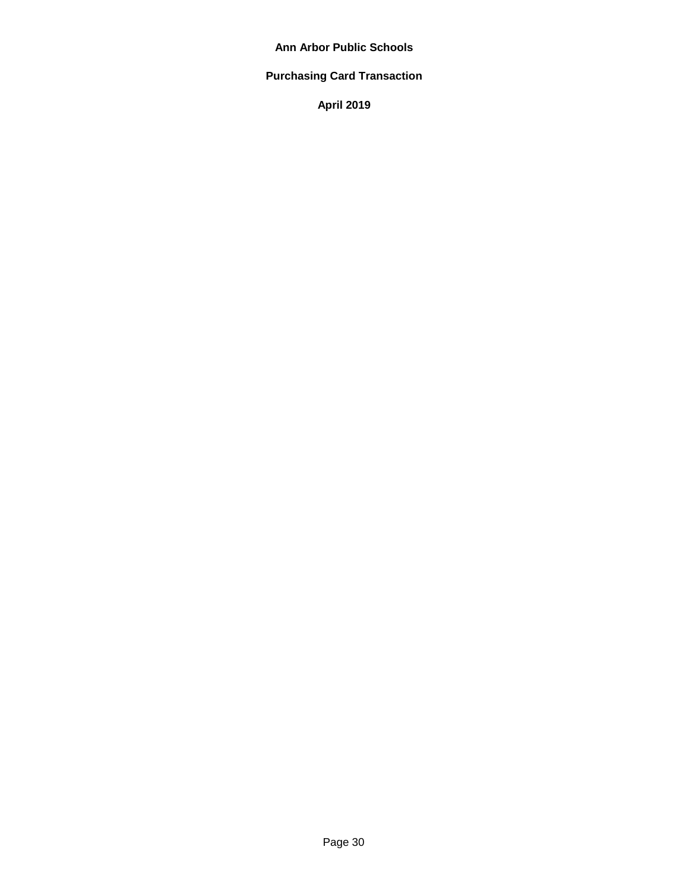**Ann Arbor Public Schools**

**Purchasing Card Transaction**

**April 2019**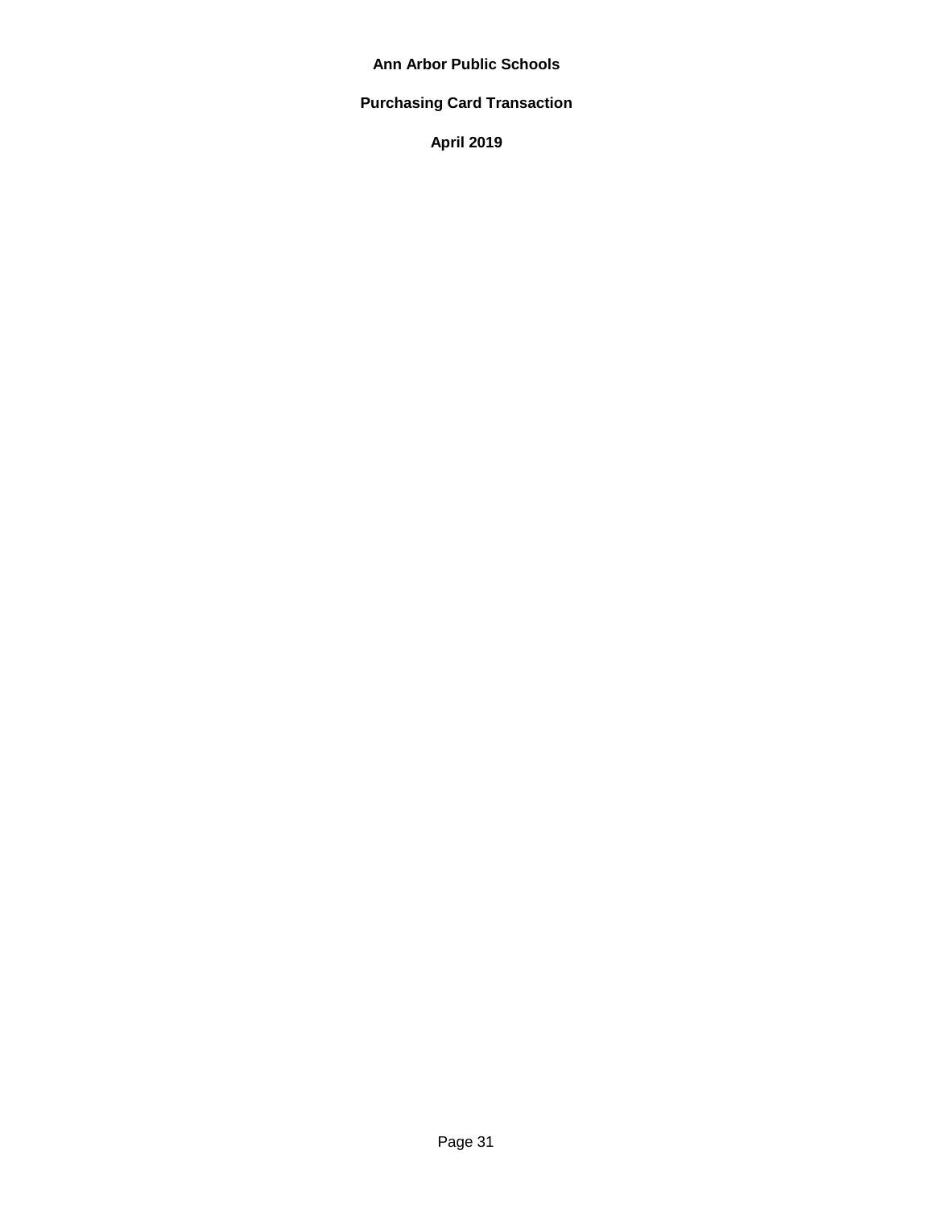**Ann Arbor Public Schools**

**Purchasing Card Transaction**

**April 2019**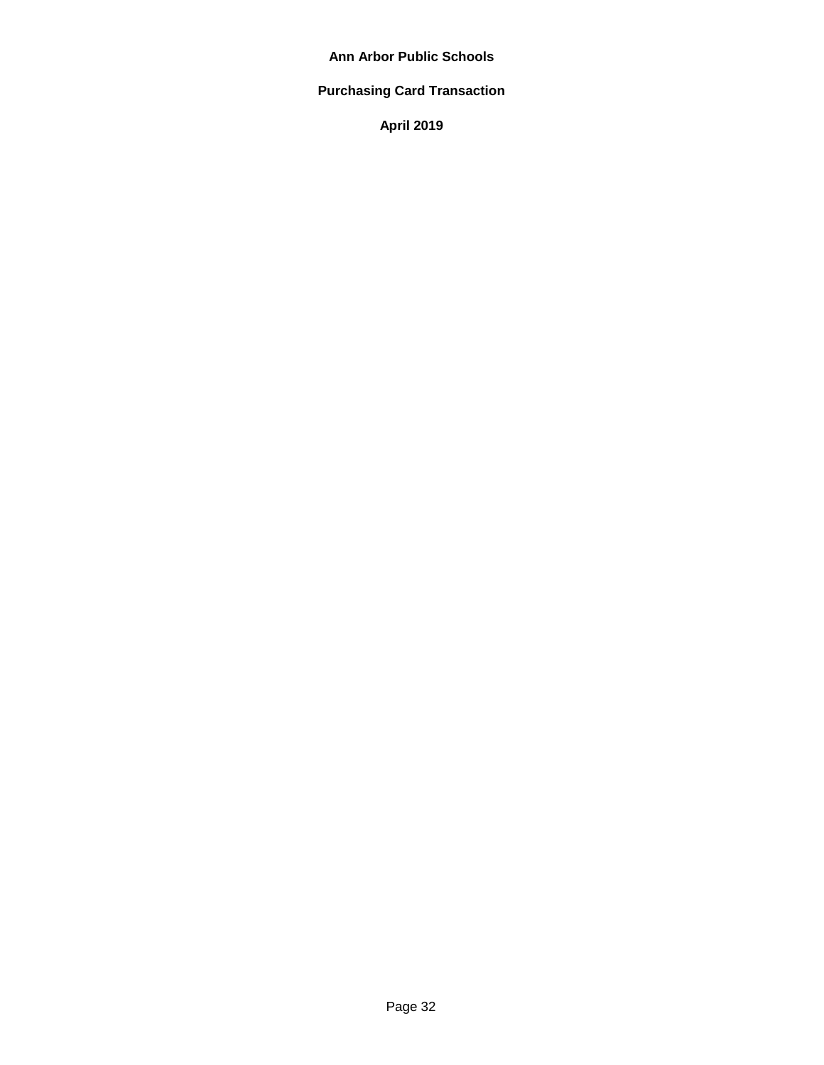**Ann Arbor Public Schools**

**Purchasing Card Transaction**

**April 2019**